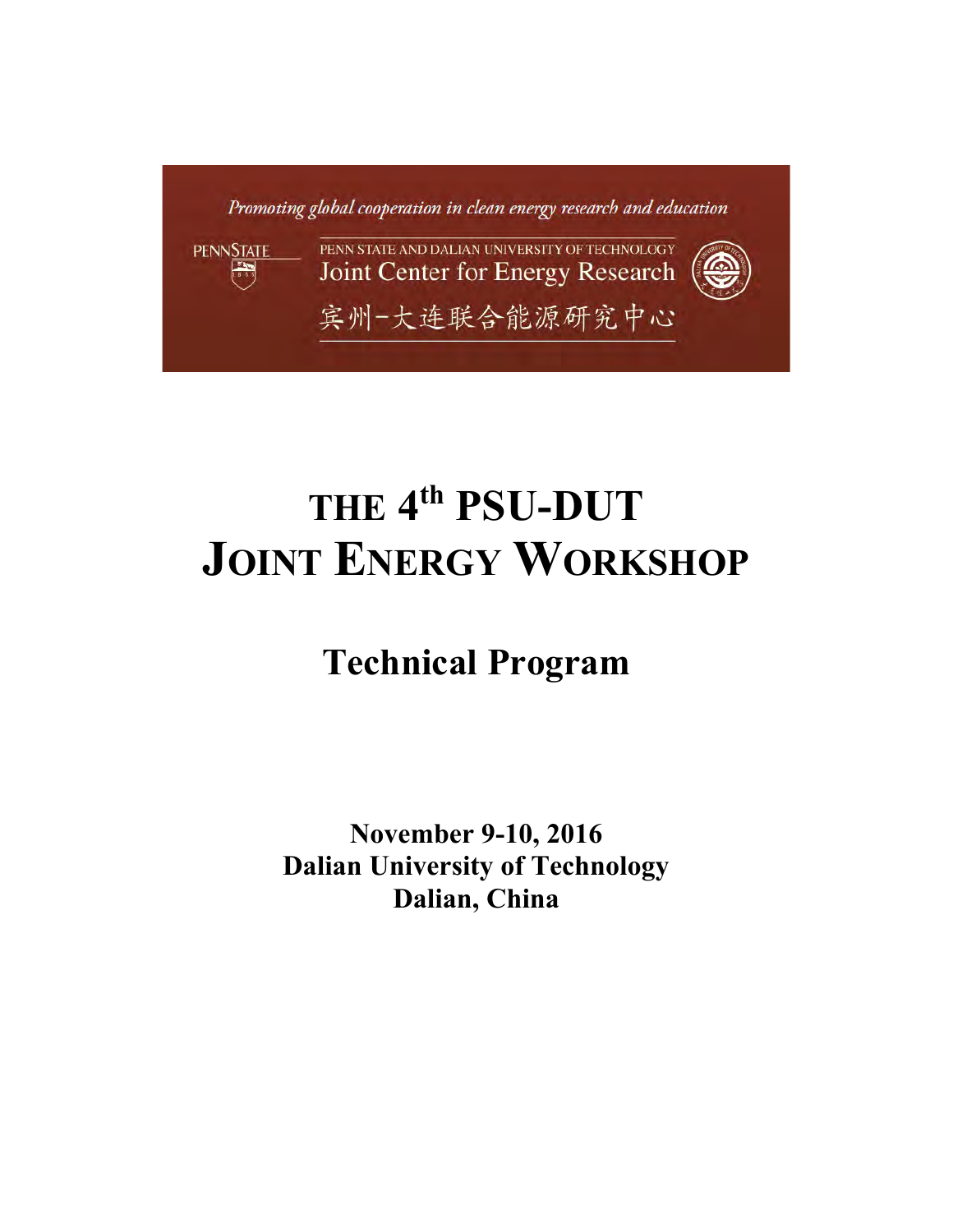*Promoting global cooperation in clean energy research and education*

PENNSTATE

PENN STATE AND DALIAN UNIVERSITY OF TECHNOLOGY
Joint Center for Energy Research
宾州-大连联合能源研究中心

# THE 4th PSU-DUT JOINT ENERGY WORKSHOP

## Technical Program

**November 9-10, 2016**
**Dalian University of Technology**
**Dalian, China**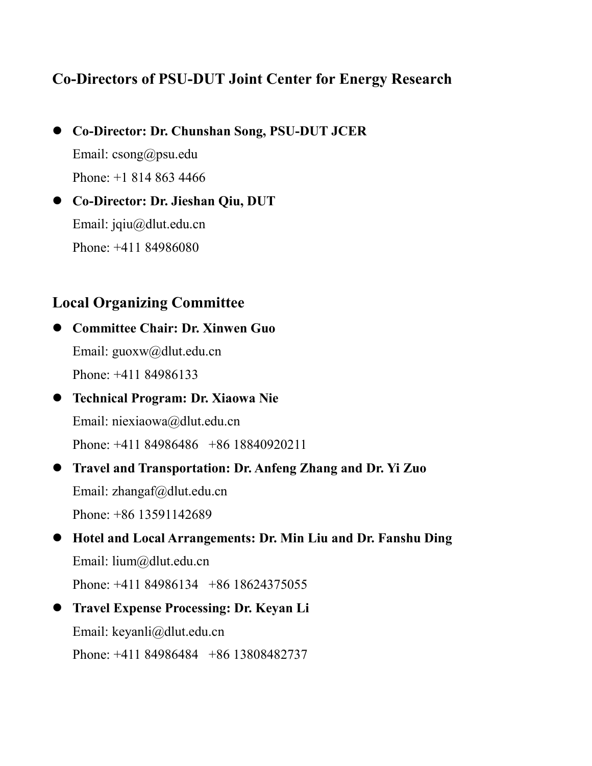## Co-Directors of PSU-DUT Joint Center for Energy Research

- **Co-Director: Dr. Chunshan Song, PSU-DUT JCER**

  Email: csong@psu.edu

  Phone: +1 814 863 4466

- **Co-Director: Dr. Jieshan Qiu, DUT**

  Email: jqiu@dlut.edu.cn

  Phone: +411 84986080

## Local Organizing Committee

- **Committee Chair: Dr. Xinwen Guo**

  Email: guoxw@dlut.edu.cn

  Phone: +411 84986133

- **Technical Program: Dr. Xiaowa Nie**

  Email: niexiaowa@dlut.edu.cn

  Phone: +411 84986486 +86 18840920211

- **Travel and Transportation: Dr. Anfeng Zhang and Dr. Yi Zuo**

  Email: zhangaf@dlut.edu.cn

  Phone: +86 13591142689

- **Hotel and Local Arrangements: Dr. Min Liu and Dr. Fanshu Ding**

  Email: lium@dlut.edu.cn

  Phone: +411 84986134 +86 18624375055

- **Travel Expense Processing: Dr. Keyan Li**

  Email: keyanli@dlut.edu.cn

  Phone: +411 84986484 +86 13808482737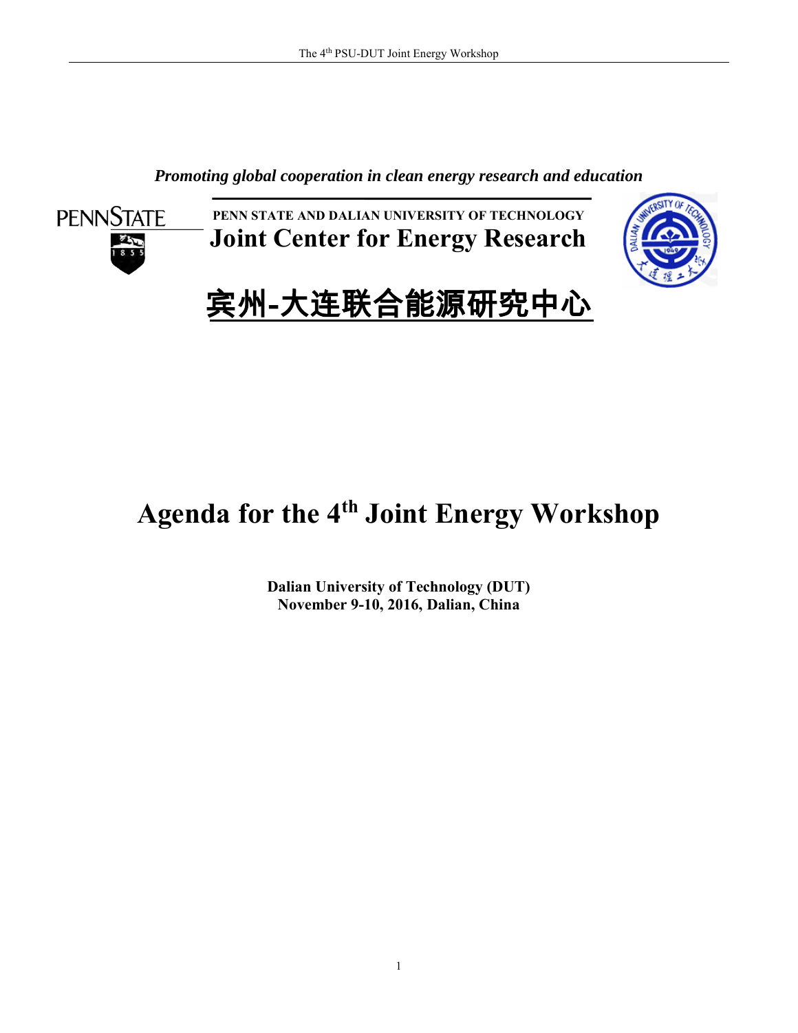*Promoting global cooperation in clean energy research and education*

**PENN STATE AND DALIAN UNIVERSITY OF TECHNOLOGY**

# Joint Center for Energy Research

# 宾州-大连联合能源研究中心

# Agenda for the 4th Joint Energy Workshop

**Dalian University of Technology (DUT)**
**November 9-10, 2016, Dalian, China**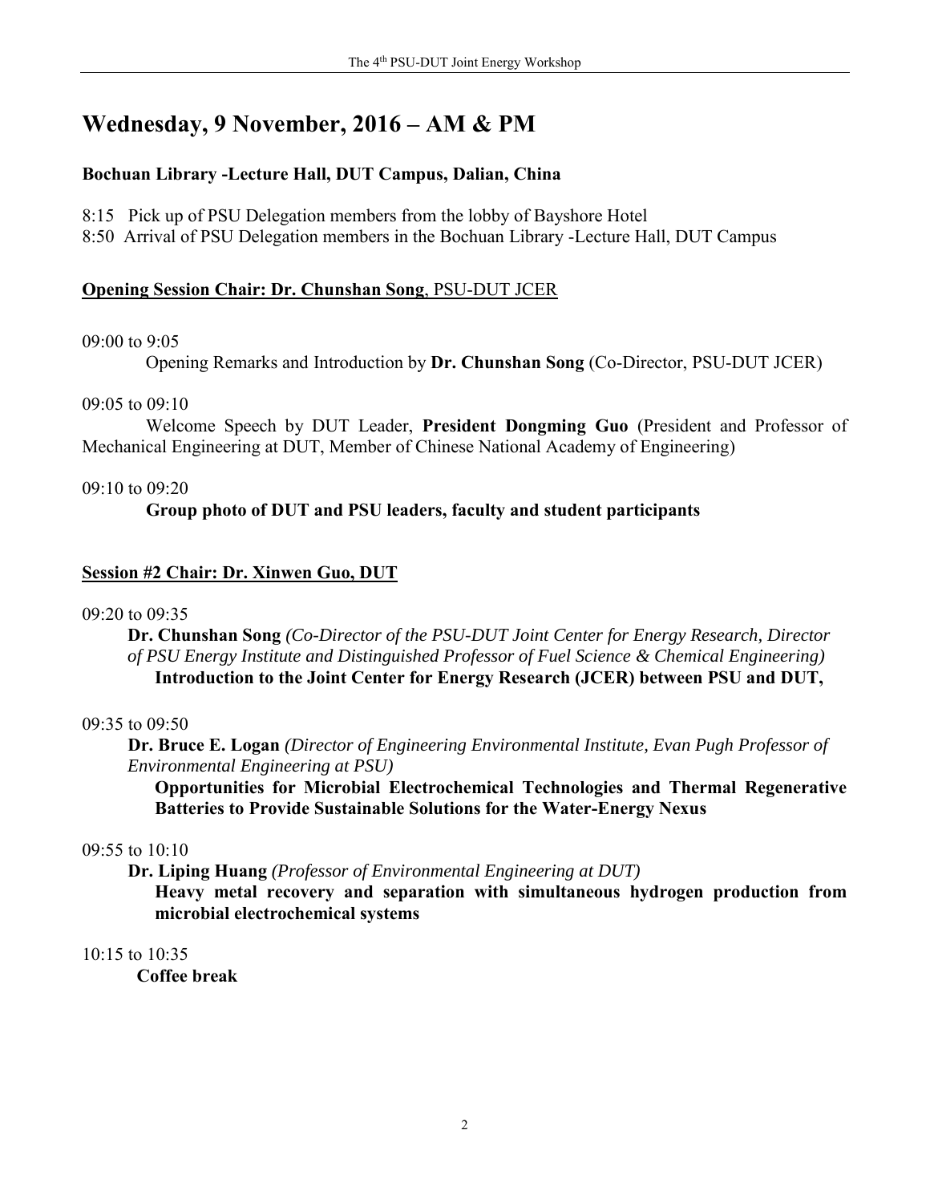# Wednesday, 9 November, 2016 – AM & PM

**Bochuan Library -Lecture Hall, DUT Campus, Dalian, China**

8:15 Pick up of PSU Delegation members from the lobby of Bayshore Hotel
8:50 Arrival of PSU Delegation members in the Bochuan Library -Lecture Hall, DUT Campus

**Opening Session Chair: Dr. Chunshan Song**, PSU-DUT JCER

09:00 to 9:05

Opening Remarks and Introduction by **Dr. Chunshan Song** (Co-Director, PSU-DUT JCER)

09:05 to 09:10

Welcome Speech by DUT Leader, **President Dongming Guo** (President and Professor of Mechanical Engineering at DUT, Member of Chinese National Academy of Engineering)

09:10 to 09:20

**Group photo of DUT and PSU leaders, faculty and student participants**

**Session #2 Chair: Dr. Xinwen Guo, DUT**

09:20 to 09:35

**Dr. Chunshan Song** *(Co-Director of the PSU-DUT Joint Center for Energy Research, Director of PSU Energy Institute and Distinguished Professor of Fuel Science & Chemical Engineering)*
**Introduction to the Joint Center for Energy Research (JCER) between PSU and DUT,**

09:35 to 09:50

**Dr. Bruce E. Logan** *(Director of Engineering Environmental Institute, Evan Pugh Professor of Environmental Engineering at PSU)*
**Opportunities for Microbial Electrochemical Technologies and Thermal Regenerative Batteries to Provide Sustainable Solutions for the Water-Energy Nexus**

09:55 to 10:10

**Dr. Liping Huang** *(Professor of Environmental Engineering at DUT)*
**Heavy metal recovery and separation with simultaneous hydrogen production from microbial electrochemical systems**

10:15 to 10:35

**Coffee break**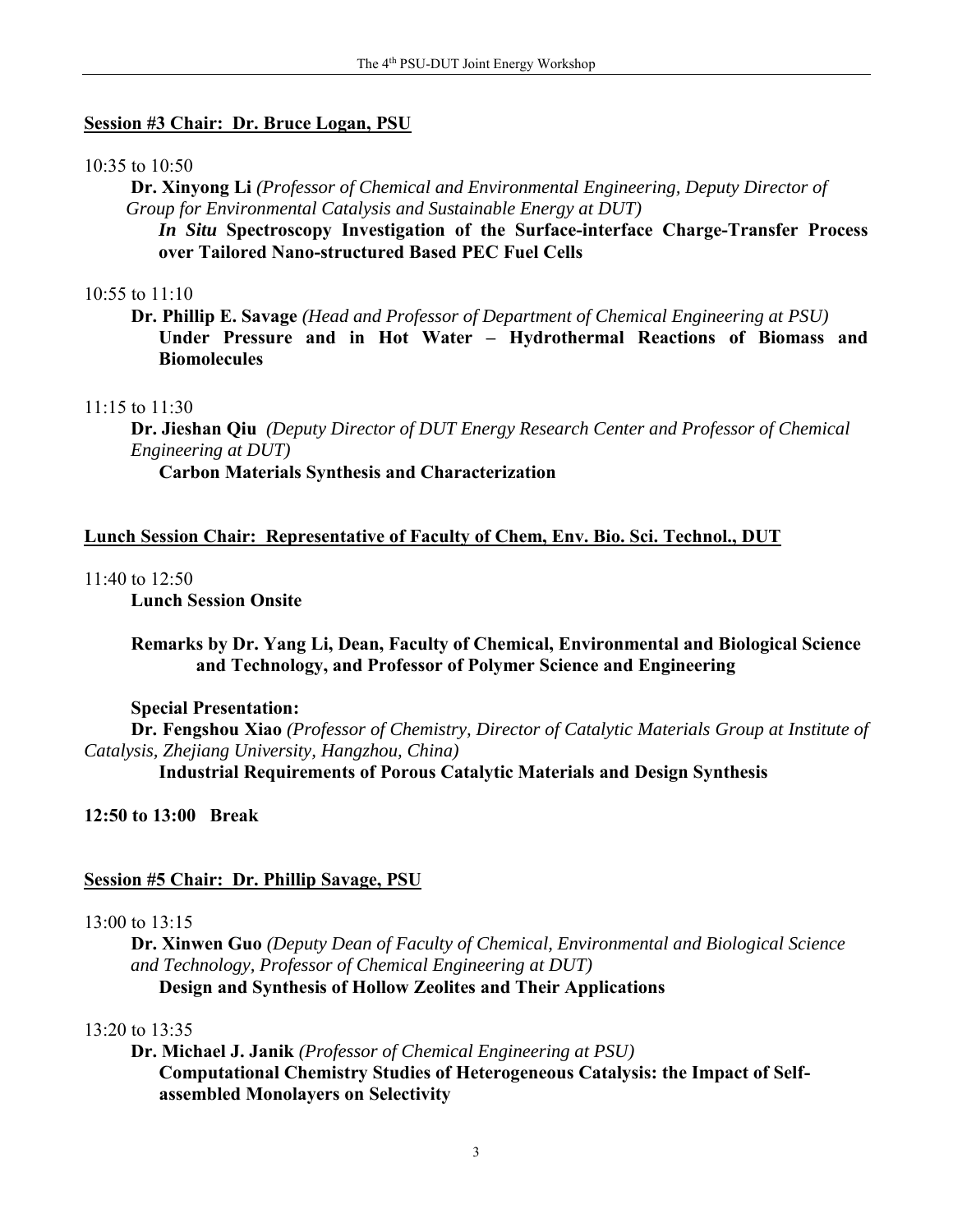**<u>Session #3 Chair: Dr. Bruce Logan, PSU</u>**

10:35 to 10:50

**Dr. Xinyong Li** *(Professor of Chemical and Environmental Engineering, Deputy Director of Group for Environmental Catalysis and Sustainable Energy at DUT)*

***In Situ* Spectroscopy Investigation of the Surface-interface Charge-Transfer Process over Tailored Nano-structured Based PEC Fuel Cells**

10:55 to 11:10

**Dr. Phillip E. Savage** *(Head and Professor of Department of Chemical Engineering at PSU)*

**Under Pressure and in Hot Water – Hydrothermal Reactions of Biomass and Biomolecules**

11:15 to 11:30

**Dr. Jieshan Qiu** *(Deputy Director of DUT Energy Research Center and Professor of Chemical Engineering at DUT)*

**Carbon Materials Synthesis and Characterization**

**<u>Lunch Session Chair: Representative of Faculty of Chem, Env. Bio. Sci. Technol., DUT</u>**

11:40 to 12:50

**Lunch Session Onsite**

**Remarks by Dr. Yang Li, Dean, Faculty of Chemical, Environmental and Biological Science and Technology, and Professor of Polymer Science and Engineering**

**Special Presentation:**

**Dr. Fengshou Xiao** *(Professor of Chemistry, Director of Catalytic Materials Group at Institute of Catalysis, Zhejiang University, Hangzhou, China)*

**Industrial Requirements of Porous Catalytic Materials and Design Synthesis**

**12:50 to 13:00 Break**

**<u>Session #5 Chair: Dr. Phillip Savage, PSU</u>**

13:00 to 13:15

**Dr. Xinwen Guo** *(Deputy Dean of Faculty of Chemical, Environmental and Biological Science and Technology, Professor of Chemical Engineering at DUT)*

**Design and Synthesis of Hollow Zeolites and Their Applications**

13:20 to 13:35

**Dr. Michael J. Janik** *(Professor of Chemical Engineering at PSU)*

**Computational Chemistry Studies of Heterogeneous Catalysis: the Impact of Self-assembled Monolayers on Selectivity**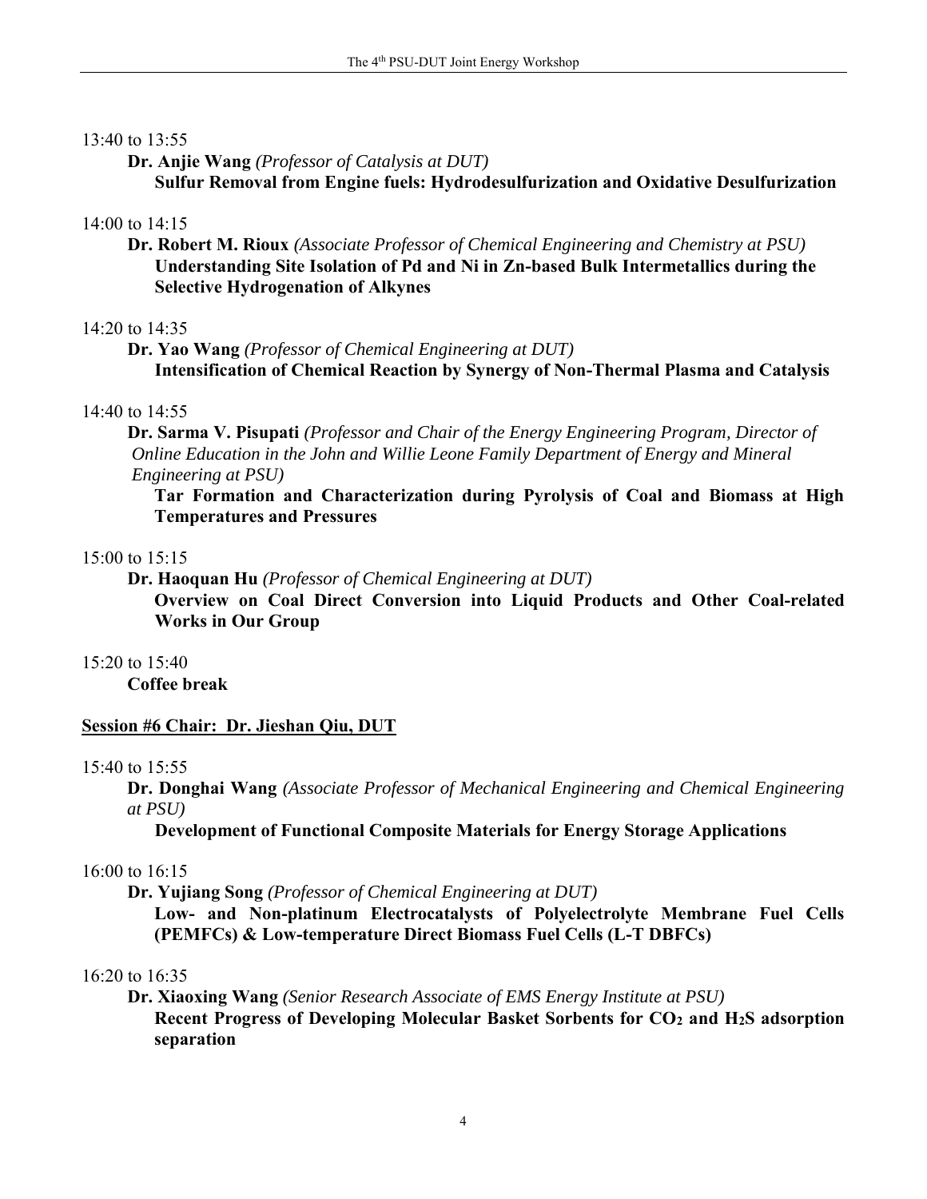13:40 to 13:55

**Dr. Anjie Wang** *(Professor of Catalysis at DUT)*
**Sulfur Removal from Engine fuels: Hydrodesulfurization and Oxidative Desulfurization**

14:00 to 14:15

**Dr. Robert M. Rioux** *(Associate Professor of Chemical Engineering and Chemistry at PSU)*
**Understanding Site Isolation of Pd and Ni in Zn-based Bulk Intermetallics during the Selective Hydrogenation of Alkynes**

14:20 to 14:35

**Dr. Yao Wang** *(Professor of Chemical Engineering at DUT)*
**Intensification of Chemical Reaction by Synergy of Non-Thermal Plasma and Catalysis**

14:40 to 14:55

**Dr. Sarma V. Pisupati** *(Professor and Chair of the Energy Engineering Program, Director of Online Education in the John and Willie Leone Family Department of Energy and Mineral Engineering at PSU)*
**Tar Formation and Characterization during Pyrolysis of Coal and Biomass at High Temperatures and Pressures**

15:00 to 15:15

**Dr. Haoquan Hu** *(Professor of Chemical Engineering at DUT)*
**Overview on Coal Direct Conversion into Liquid Products and Other Coal-related Works in Our Group**

15:20 to 15:40

**Coffee break**

**Session #6 Chair: Dr. Jieshan Qiu, DUT**

15:40 to 15:55

**Dr. Donghai Wang** *(Associate Professor of Mechanical Engineering and Chemical Engineering at PSU)*
**Development of Functional Composite Materials for Energy Storage Applications**

16:00 to 16:15

**Dr. Yujiang Song** *(Professor of Chemical Engineering at DUT)*
**Low- and Non-platinum Electrocatalysts of Polyelectrolyte Membrane Fuel Cells (PEMFCs) & Low-temperature Direct Biomass Fuel Cells (L-T DBFCs)**

16:20 to 16:35

**Dr. Xiaoxing Wang** *(Senior Research Associate of EMS Energy Institute at PSU)*
**Recent Progress of Developing Molecular Basket Sorbents for $CO_2$ and $H_2S$ adsorption separation**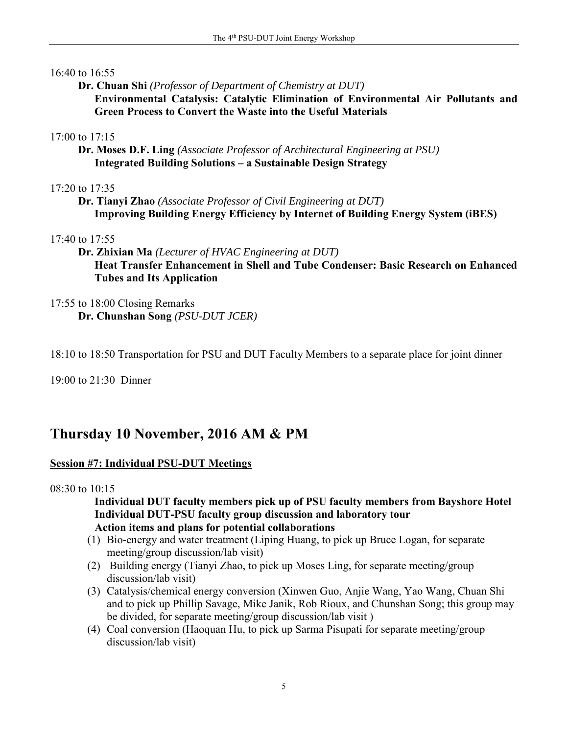16:40 to 16:55

**Dr. Chuan Shi** *(Professor of Department of Chemistry at DUT)*
**Environmental Catalysis: Catalytic Elimination of Environmental Air Pollutants and Green Process to Convert the Waste into the Useful Materials**

17:00 to 17:15

**Dr. Moses D.F. Ling** *(Associate Professor of Architectural Engineering at PSU)*
**Integrated Building Solutions – a Sustainable Design Strategy**

17:20 to 17:35

**Dr. Tianyi Zhao** *(Associate Professor of Civil Engineering at DUT)*
**Improving Building Energy Efficiency by Internet of Building Energy System (iBES)**

17:40 to 17:55

**Dr. Zhixian Ma** *(Lecturer of HVAC Engineering at DUT)*
**Heat Transfer Enhancement in Shell and Tube Condenser: Basic Research on Enhanced Tubes and Its Application**

17:55 to 18:00 Closing Remarks
**Dr. Chunshan Song** *(PSU-DUT JCER)*

18:10 to 18:50 Transportation for PSU and DUT Faculty Members to a separate place for joint dinner

19:00 to 21:30 Dinner

## Thursday 10 November, 2016 AM & PM

### Session #7: Individual PSU-DUT Meetings

08:30 to 10:15

**Individual DUT faculty members pick up of PSU faculty members from Bayshore Hotel**
**Individual DUT-PSU faculty group discussion and laboratory tour**
**Action items and plans for potential collaborations**

(1) Bio-energy and water treatment (Liping Huang, to pick up Bruce Logan, for separate meeting/group discussion/lab visit)
(2) Building energy (Tianyi Zhao, to pick up Moses Ling, for separate meeting/group discussion/lab visit)
(3) Catalysis/chemical energy conversion (Xinwen Guo, Anjie Wang, Yao Wang, Chuan Shi and to pick up Phillip Savage, Mike Janik, Rob Rioux, and Chunshan Song; this group may be divided, for separate meeting/group discussion/lab visit )
(4) Coal conversion (Haoquan Hu, to pick up Sarma Pisupati for separate meeting/group discussion/lab visit)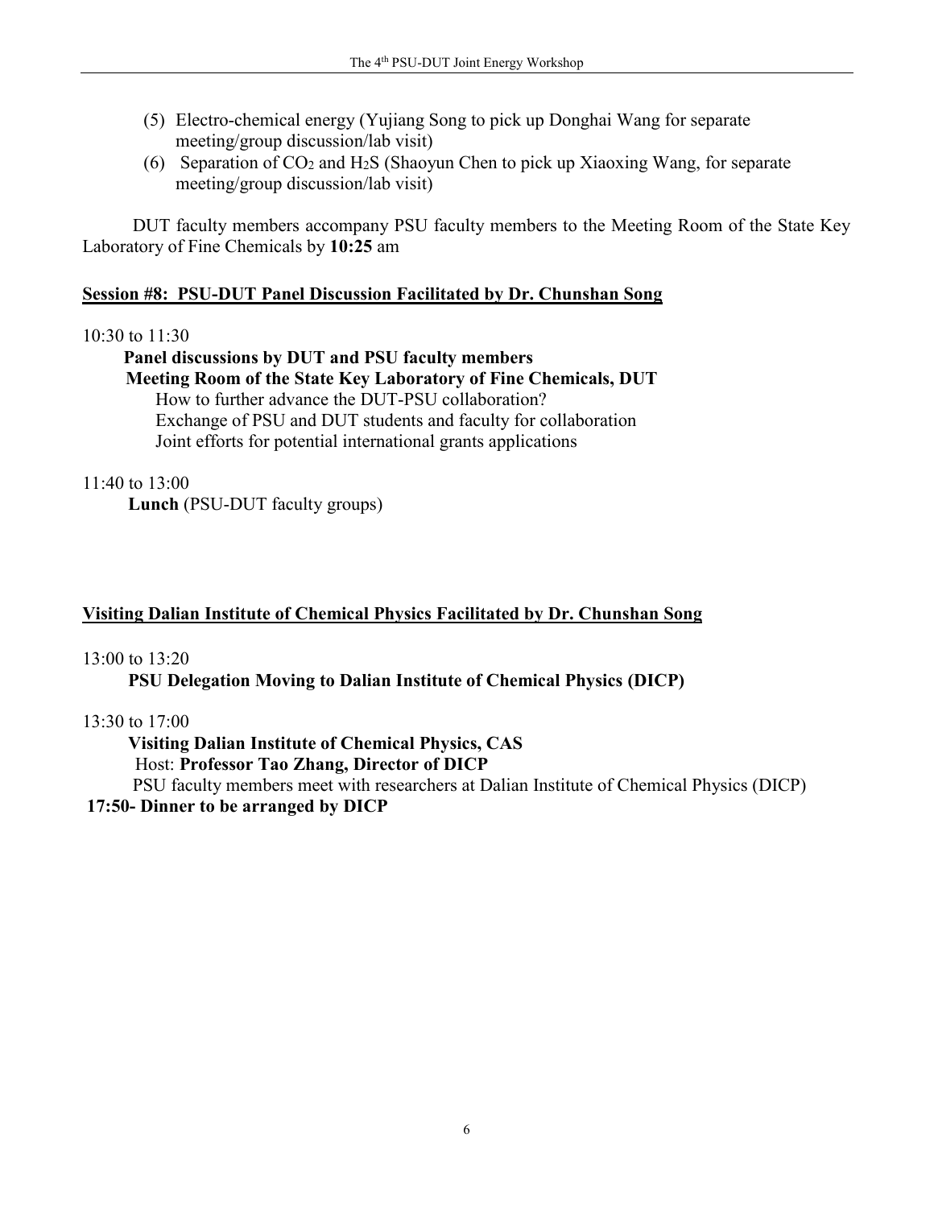(5) Electro-chemical energy (Yujiang Song to pick up Donghai Wang for separate meeting/group discussion/lab visit)
(6) Separation of $CO_2$ and $H_2S$ (Shaoyun Chen to pick up Xiaoxing Wang, for separate meeting/group discussion/lab visit)

DUT faculty members accompany PSU faculty members to the Meeting Room of the State Key Laboratory of Fine Chemicals by **10:25** am

**Session #8: PSU-DUT Panel Discussion Facilitated by Dr. Chunshan Song**

10:30 to 11:30

**Panel discussions by DUT and PSU faculty members**
**Meeting Room of the State Key Laboratory of Fine Chemicals, DUT**
How to further advance the DUT-PSU collaboration?
Exchange of PSU and DUT students and faculty for collaboration
Joint efforts for potential international grants applications

11:40 to 13:00

**Lunch** (PSU-DUT faculty groups)

**Visiting Dalian Institute of Chemical Physics Facilitated by Dr. Chunshan Song**

13:00 to 13:20

**PSU Delegation Moving to Dalian Institute of Chemical Physics (DICP)**

13:30 to 17:00

**Visiting Dalian Institute of Chemical Physics, CAS**
Host: **Professor Tao Zhang, Director of DICP**
PSU faculty members meet with researchers at Dalian Institute of Chemical Physics (DICP)

**17:50- Dinner to be arranged by DICP**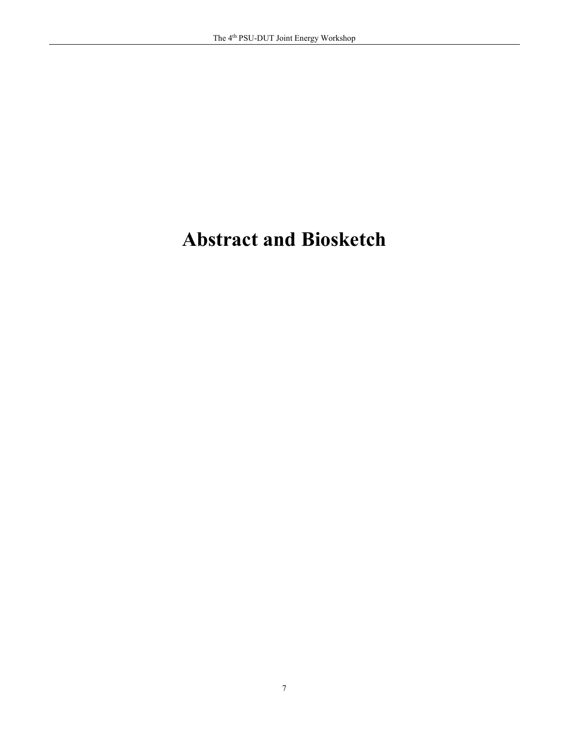# Abstract and Biosketch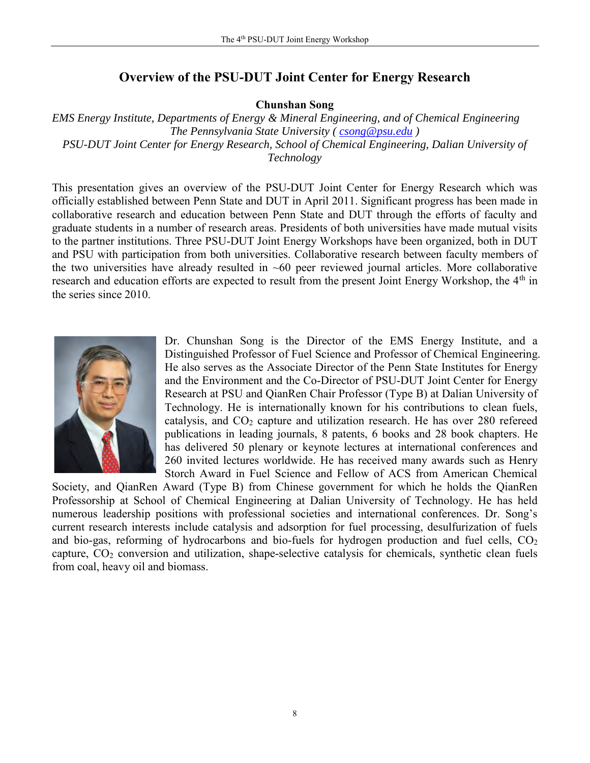## Overview of the PSU-DUT Joint Center for Energy Research

**Chunshan Song**

*EMS Energy Institute, Departments of Energy & Mineral Engineering, and of Chemical Engineering*
*The Pennsylvania State University ( csong@psu.edu )*
*PSU-DUT Joint Center for Energy Research, School of Chemical Engineering, Dalian University of Technology*

This presentation gives an overview of the PSU-DUT Joint Center for Energy Research which was officially established between Penn State and DUT in April 2011. Significant progress has been made in collaborative research and education between Penn State and DUT through the efforts of faculty and graduate students in a number of research areas. Presidents of both universities have made mutual visits to the partner institutions. Three PSU-DUT Joint Energy Workshops have been organized, both in DUT and PSU with participation from both universities. Collaborative research between faculty members of the two universities have already resulted in ~60 peer reviewed journal articles. More collaborative research and education efforts are expected to result from the present Joint Energy Workshop, the 4th in the series since 2010.

Dr. Chunshan Song is the Director of the EMS Energy Institute, and a Distinguished Professor of Fuel Science and Professor of Chemical Engineering. He also serves as the Associate Director of the Penn State Institutes for Energy and the Environment and the Co-Director of PSU-DUT Joint Center for Energy Research at PSU and QianRen Chair Professor (Type B) at Dalian University of Technology. He is internationally known for his contributions to clean fuels, catalysis, and $CO_2$ capture and utilization research. He has over 280 refereed publications in leading journals, 8 patents, 6 books and 28 book chapters. He has delivered 50 plenary or keynote lectures at international conferences and 260 invited lectures worldwide. He has received many awards such as Henry Storch Award in Fuel Science and Fellow of ACS from American Chemical Society, and QianRen Award (Type B) from Chinese government for which he holds the QianRen Professorship at School of Chemical Engineering at Dalian University of Technology. He has held numerous leadership positions with professional societies and international conferences. Dr. Song's current research interests include catalysis and adsorption for fuel processing, desulfurization of fuels and bio-gas, reforming of hydrocarbons and bio-fuels for hydrogen production and fuel cells, $CO_2$ capture, $CO_2$ conversion and utilization, shape-selective catalysis for chemicals, synthetic clean fuels from coal, heavy oil and biomass.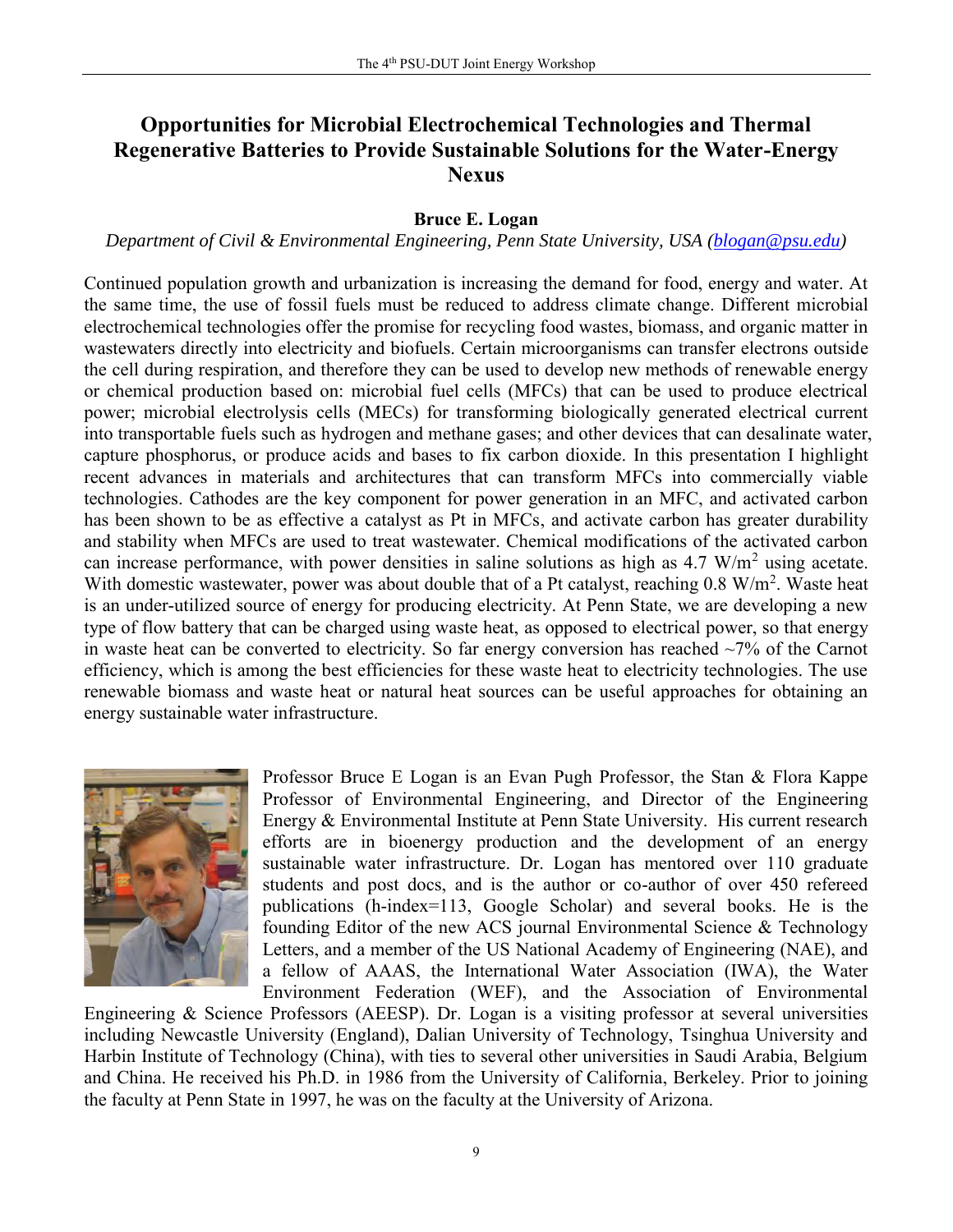## Opportunities for Microbial Electrochemical Technologies and Thermal Regenerative Batteries to Provide Sustainable Solutions for the Water-Energy Nexus

**Bruce E. Logan**

*Department of Civil & Environmental Engineering, Penn State University, USA (blogan@psu.edu)*

Continued population growth and urbanization is increasing the demand for food, energy and water. At the same time, the use of fossil fuels must be reduced to address climate change. Different microbial electrochemical technologies offer the promise for recycling food wastes, biomass, and organic matter in wastewaters directly into electricity and biofuels. Certain microorganisms can transfer electrons outside the cell during respiration, and therefore they can be used to develop new methods of renewable energy or chemical production based on: microbial fuel cells (MFCs) that can be used to produce electrical power; microbial electrolysis cells (MECs) for transforming biologically generated electrical current into transportable fuels such as hydrogen and methane gases; and other devices that can desalinate water, capture phosphorus, or produce acids and bases to fix carbon dioxide. In this presentation I highlight recent advances in materials and architectures that can transform MFCs into commercially viable technologies. Cathodes are the key component for power generation in an MFC, and activated carbon has been shown to be as effective a catalyst as Pt in MFCs, and activate carbon has greater durability and stability when MFCs are used to treat wastewater. Chemical modifications of the activated carbon can increase performance, with power densities in saline solutions as high as 4.7 $W/m^2$ using acetate. With domestic wastewater, power was about double that of a Pt catalyst, reaching 0.8 $W/m^2$. Waste heat is an under-utilized source of energy for producing electricity. At Penn State, we are developing a new type of flow battery that can be charged using waste heat, as opposed to electrical power, so that energy in waste heat can be converted to electricity. So far energy conversion has reached ~7% of the Carnot efficiency, which is among the best efficiencies for these waste heat to electricity technologies. The use renewable biomass and waste heat or natural heat sources can be useful approaches for obtaining an energy sustainable water infrastructure.

Professor Bruce E Logan is an Evan Pugh Professor, the Stan & Flora Kappe Professor of Environmental Engineering, and Director of the Engineering Energy & Environmental Institute at Penn State University. His current research efforts are in bioenergy production and the development of an energy sustainable water infrastructure. Dr. Logan has mentored over 110 graduate students and post docs, and is the author or co-author of over 450 refereed publications (h-index=113, Google Scholar) and several books. He is the founding Editor of the new ACS journal Environmental Science & Technology Letters, and a member of the US National Academy of Engineering (NAE), and a fellow of AAAS, the International Water Association (IWA), the Water Environment Federation (WEF), and the Association of Environmental Engineering & Science Professors (AEESP). Dr. Logan is a visiting professor at several universities including Newcastle University (England), Dalian University of Technology, Tsinghua University and Harbin Institute of Technology (China), with ties to several other universities in Saudi Arabia, Belgium and China. He received his Ph.D. in 1986 from the University of California, Berkeley. Prior to joining the faculty at Penn State in 1997, he was on the faculty at the University of Arizona.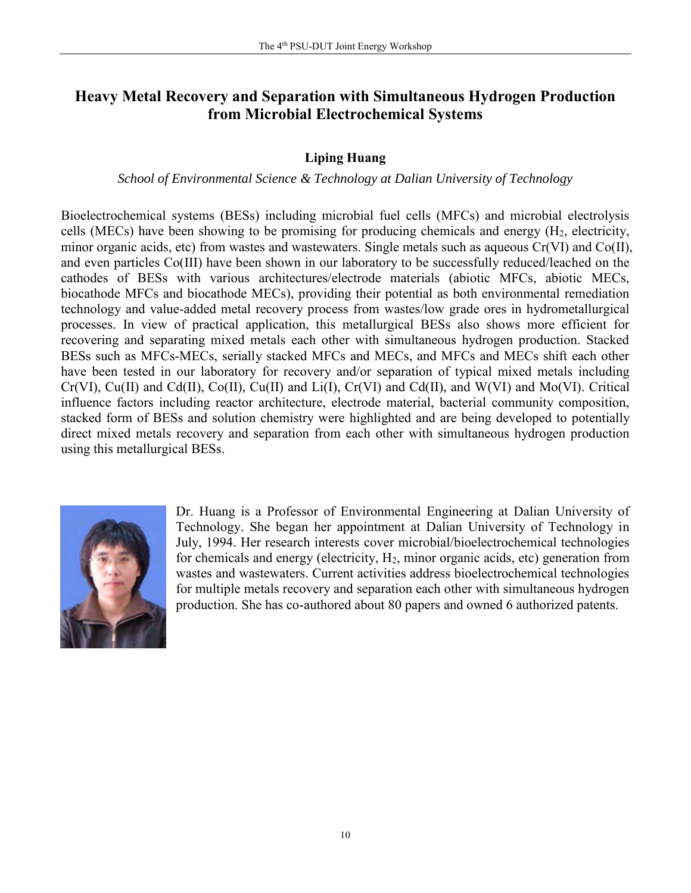# Heavy Metal Recovery and Separation with Simultaneous Hydrogen Production from Microbial Electrochemical Systems

**Liping Huang**

*School of Environmental Science & Technology at Dalian University of Technology*

Bioelectrochemical systems (BESs) including microbial fuel cells (MFCs) and microbial electrolysis cells (MECs) have been showing to be promising for producing chemicals and energy ($H_2$, electricity, minor organic acids, etc) from wastes and wastewaters. Single metals such as aqueous Cr(VI) and Co(II), and even particles Co(III) have been shown in our laboratory to be successfully reduced/leached on the cathodes of BESs with various architectures/electrode materials (abiotic MFCs, abiotic MECs, biocathode MFCs and biocathode MECs), providing their potential as both environmental remediation technology and value-added metal recovery process from wastes/low grade ores in hydrometallurgical processes. In view of practical application, this metallurgical BESs also shows more efficient for recovering and separating mixed metals each other with simultaneous hydrogen production. Stacked BESs such as MFCs-MECs, serially stacked MFCs and MECs, and MFCs and MECs shift each other have been tested in our laboratory for recovery and/or separation of typical mixed metals including Cr(VI), Cu(II) and Cd(II), Co(II), Cu(II) and Li(I), Cr(VI) and Cd(II), and W(VI) and Mo(VI). Critical influence factors including reactor architecture, electrode material, bacterial community composition, stacked form of BESs and solution chemistry were highlighted and are being developed to potentially direct mixed metals recovery and separation from each other with simultaneous hydrogen production using this metallurgical BESs.

Dr. Huang is a Professor of Environmental Engineering at Dalian University of Technology. She began her appointment at Dalian University of Technology in July, 1994. Her research interests cover microbial/bioelectrochemical technologies for chemicals and energy (electricity, $H_2$, minor organic acids, etc) generation from wastes and wastewaters. Current activities address bioelectrochemical technologies for multiple metals recovery and separation each other with simultaneous hydrogen production. She has co-authored about 80 papers and owned 6 authorized patents.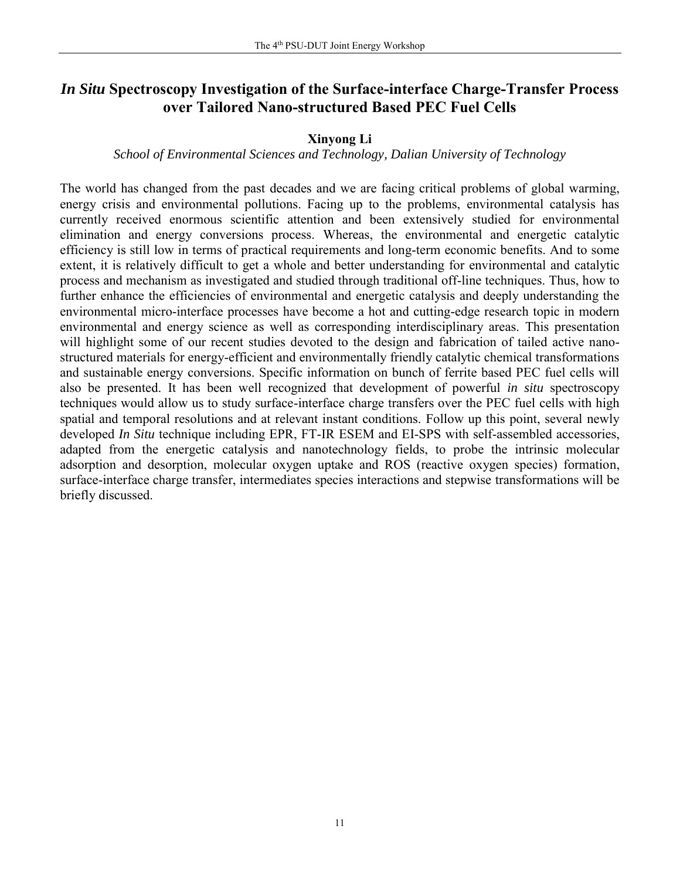# *In Situ* Spectroscopy Investigation of the Surface-interface Charge-Transfer Process over Tailored Nano-structured Based PEC Fuel Cells

**Xinyong Li**

*School of Environmental Sciences and Technology, Dalian University of Technology*

The world has changed from the past decades and we are facing critical problems of global warming, energy crisis and environmental pollutions. Facing up to the problems, environmental catalysis has currently received enormous scientific attention and been extensively studied for environmental elimination and energy conversions process. Whereas, the environmental and energetic catalytic efficiency is still low in terms of practical requirements and long-term economic benefits. And to some extent, it is relatively difficult to get a whole and better understanding for environmental and catalytic process and mechanism as investigated and studied through traditional off-line techniques. Thus, how to further enhance the efficiencies of environmental and energetic catalysis and deeply understanding the environmental micro-interface processes have become a hot and cutting-edge research topic in modern environmental and energy science as well as corresponding interdisciplinary areas. This presentation will highlight some of our recent studies devoted to the design and fabrication of tailed active nano-structured materials for energy-efficient and environmentally friendly catalytic chemical transformations and sustainable energy conversions. Specific information on bunch of ferrite based PEC fuel cells will also be presented. It has been well recognized that development of powerful *in situ* spectroscopy techniques would allow us to study surface-interface charge transfers over the PEC fuel cells with high spatial and temporal resolutions and at relevant instant conditions. Follow up this point, several newly developed *In Situ* technique including EPR, FT-IR ESEM and EI-SPS with self-assembled accessories, adapted from the energetic catalysis and nanotechnology fields, to probe the intrinsic molecular adsorption and desorption, molecular oxygen uptake and ROS (reactive oxygen species) formation, surface-interface charge transfer, intermediates species interactions and stepwise transformations will be briefly discussed.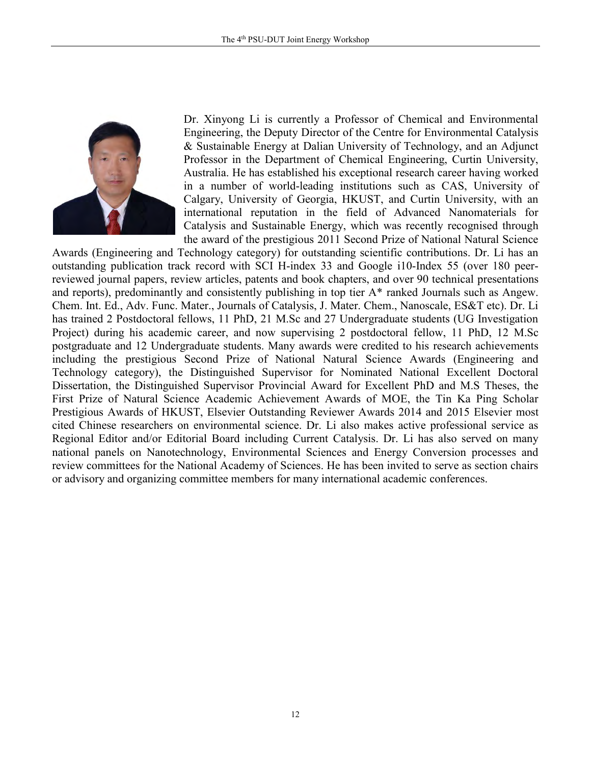Dr. Xinyong Li is currently a Professor of Chemical and Environmental Engineering, the Deputy Director of the Centre for Environmental Catalysis & Sustainable Energy at Dalian University of Technology, and an Adjunct Professor in the Department of Chemical Engineering, Curtin University, Australia. He has established his exceptional research career having worked in a number of world-leading institutions such as CAS, University of Calgary, University of Georgia, HKUST, and Curtin University, with an international reputation in the field of Advanced Nanomaterials for Catalysis and Sustainable Energy, which was recently recognised through the award of the prestigious 2011 Second Prize of National Natural Science Awards (Engineering and Technology category) for outstanding scientific contributions. Dr. Li has an outstanding publication track record with SCI H-index 33 and Google i10-Index 55 (over 180 peer-reviewed journal papers, review articles, patents and book chapters, and over 90 technical presentations and reports), predominantly and consistently publishing in top tier A* ranked Journals such as Angew. Chem. Int. Ed., Adv. Func. Mater., Journals of Catalysis, J. Mater. Chem., Nanoscale, ES&T etc). Dr. Li has trained 2 Postdoctoral fellows, 11 PhD, 21 M.Sc and 27 Undergraduate students (UG Investigation Project) during his academic career, and now supervising 2 postdoctoral fellow, 11 PhD, 12 M.Sc postgraduate and 12 Undergraduate students. Many awards were credited to his research achievements including the prestigious Second Prize of National Natural Science Awards (Engineering and Technology category), the Distinguished Supervisor for Nominated National Excellent Doctoral Dissertation, the Distinguished Supervisor Provincial Award for Excellent PhD and M.S Theses, the First Prize of Natural Science Academic Achievement Awards of MOE, the Tin Ka Ping Scholar Prestigious Awards of HKUST, Elsevier Outstanding Reviewer Awards 2014 and 2015 Elsevier most cited Chinese researchers on environmental science. Dr. Li also makes active professional service as Regional Editor and/or Editorial Board including Current Catalysis. Dr. Li has also served on many national panels on Nanotechnology, Environmental Sciences and Energy Conversion processes and review committees for the National Academy of Sciences. He has been invited to serve as section chairs or advisory and organizing committee members for many international academic conferences.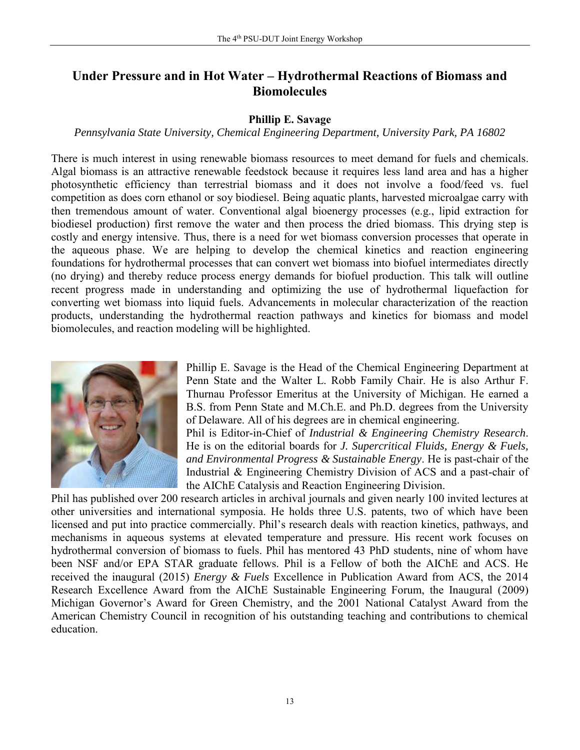# Under Pressure and in Hot Water – Hydrothermal Reactions of Biomass and Biomolecules

**Phillip E. Savage**

*Pennsylvania State University, Chemical Engineering Department, University Park, PA 16802*

There is much interest in using renewable biomass resources to meet demand for fuels and chemicals. Algal biomass is an attractive renewable feedstock because it requires less land area and has a higher photosynthetic efficiency than terrestrial biomass and it does not involve a food/feed vs. fuel competition as does corn ethanol or soy biodiesel. Being aquatic plants, harvested microalgae carry with then tremendous amount of water. Conventional algal bioenergy processes (e.g., lipid extraction for biodiesel production) first remove the water and then process the dried biomass. This drying step is costly and energy intensive. Thus, there is a need for wet biomass conversion processes that operate in the aqueous phase. We are helping to develop the chemical kinetics and reaction engineering foundations for hydrothermal processes that can convert wet biomass into biofuel intermediates directly (no drying) and thereby reduce process energy demands for biofuel production. This talk will outline recent progress made in understanding and optimizing the use of hydrothermal liquefaction for converting wet biomass into liquid fuels. Advancements in molecular characterization of the reaction products, understanding the hydrothermal reaction pathways and kinetics for biomass and model biomolecules, and reaction modeling will be highlighted.

Phillip E. Savage is the Head of the Chemical Engineering Department at Penn State and the Walter L. Robb Family Chair. He is also Arthur F. Thurnau Professor Emeritus at the University of Michigan. He earned a B.S. from Penn State and M.Ch.E. and Ph.D. degrees from the University of Delaware. All of his degrees are in chemical engineering.

Phil is Editor-in-Chief of *Industrial & Engineering Chemistry Research*. He is on the editorial boards for *J. Supercritical Fluids, Energy & Fuels, and Environmental Progress & Sustainable Energy*. He is past-chair of the Industrial & Engineering Chemistry Division of ACS and a past-chair of the AIChE Catalysis and Reaction Engineering Division.

Phil has published over 200 research articles in archival journals and given nearly 100 invited lectures at other universities and international symposia. He holds three U.S. patents, two of which have been licensed and put into practice commercially. Phil's research deals with reaction kinetics, pathways, and mechanisms in aqueous systems at elevated temperature and pressure. His recent work focuses on hydrothermal conversion of biomass to fuels. Phil has mentored 43 PhD students, nine of whom have been NSF and/or EPA STAR graduate fellows. Phil is a Fellow of both the AIChE and ACS. He received the inaugural (2015) *Energy & Fuels* Excellence in Publication Award from ACS, the 2014 Research Excellence Award from the AIChE Sustainable Engineering Forum, the Inaugural (2009) Michigan Governor's Award for Green Chemistry, and the 2001 National Catalyst Award from the American Chemistry Council in recognition of his outstanding teaching and contributions to chemical education.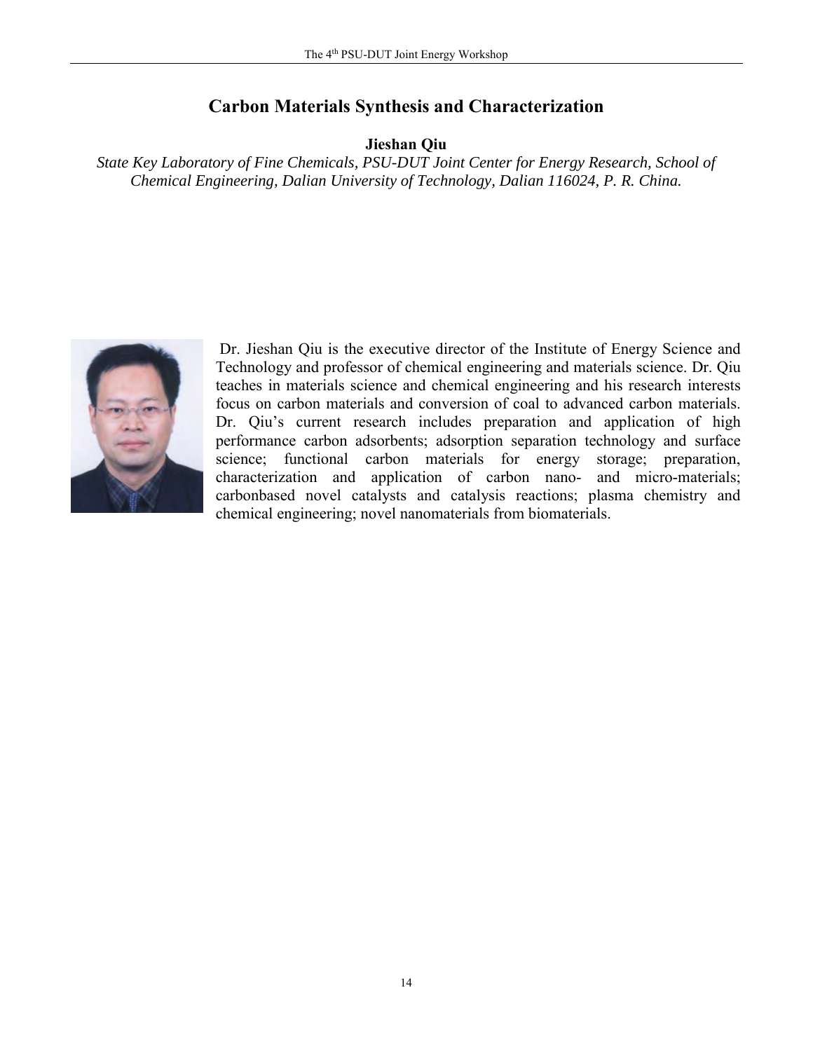# Carbon Materials Synthesis and Characterization

**Jieshan Qiu**

*State Key Laboratory of Fine Chemicals, PSU-DUT Joint Center for Energy Research, School of Chemical Engineering, Dalian University of Technology, Dalian 116024, P. R. China.*

Dr. Jieshan Qiu is the executive director of the Institute of Energy Science and Technology and professor of chemical engineering and materials science. Dr. Qiu teaches in materials science and chemical engineering and his research interests focus on carbon materials and conversion of coal to advanced carbon materials. Dr. Qiu's current research includes preparation and application of high performance carbon adsorbents; adsorption separation technology and surface science; functional carbon materials for energy storage; preparation, characterization and application of carbon nano- and micro-materials; carbonbased novel catalysts and catalysis reactions; plasma chemistry and chemical engineering; novel nanomaterials from biomaterials.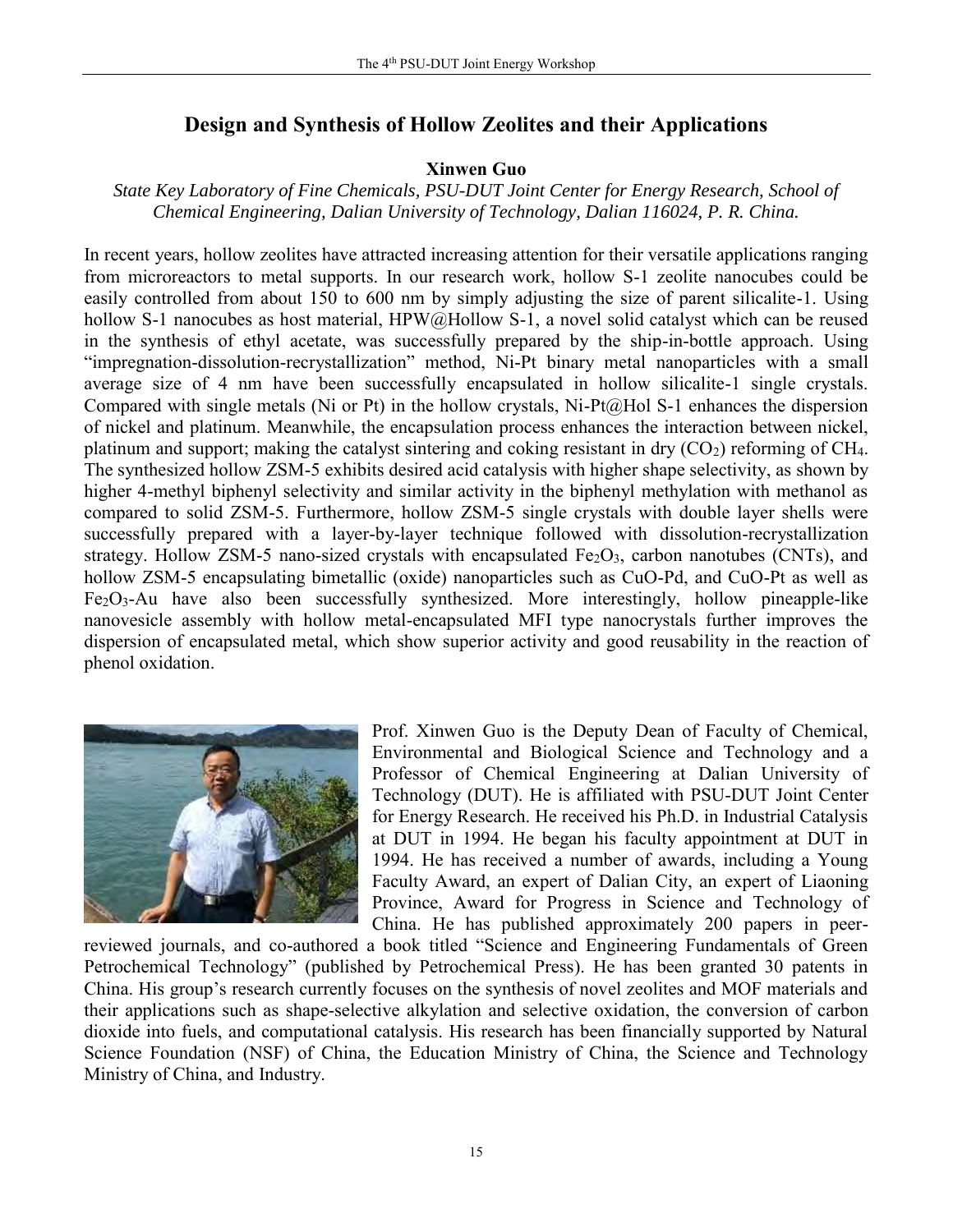## Design and Synthesis of Hollow Zeolites and their Applications

**Xinwen Guo**

*State Key Laboratory of Fine Chemicals, PSU-DUT Joint Center for Energy Research, School of Chemical Engineering, Dalian University of Technology, Dalian 116024, P. R. China.*

In recent years, hollow zeolites have attracted increasing attention for their versatile applications ranging from microreactors to metal supports. In our research work, hollow S-1 zeolite nanocubes could be easily controlled from about 150 to 600 nm by simply adjusting the size of parent silicalite-1. Using hollow S-1 nanocubes as host material, HPW@Hollow S-1, a novel solid catalyst which can be reused in the synthesis of ethyl acetate, was successfully prepared by the ship-in-bottle approach. Using "impregnation-dissolution-recrystallization" method, Ni-Pt binary metal nanoparticles with a small average size of 4 nm have been successfully encapsulated in hollow silicalite-1 single crystals. Compared with single metals (Ni or Pt) in the hollow crystals, Ni-Pt@Hol S-1 enhances the dispersion of nickel and platinum. Meanwhile, the encapsulation process enhances the interaction between nickel, platinum and support; making the catalyst sintering and coking resistant in dry ($CO_2$) reforming of $CH_4$. The synthesized hollow ZSM-5 exhibits desired acid catalysis with higher shape selectivity, as shown by higher 4-methyl biphenyl selectivity and similar activity in the biphenyl methylation with methanol as compared to solid ZSM-5. Furthermore, hollow ZSM-5 single crystals with double layer shells were successfully prepared with a layer-by-layer technique followed with dissolution-recrystallization strategy. Hollow ZSM-5 nano-sized crystals with encapsulated $Fe_2O_3$, carbon nanotubes (CNTs), and hollow ZSM-5 encapsulating bimetallic (oxide) nanoparticles such as CuO-Pd, and CuO-Pt as well as $Fe_2O_3$-Au have also been successfully synthesized. More interestingly, hollow pineapple-like nanovesicle assembly with hollow metal-encapsulated MFI type nanocrystals further improves the dispersion of encapsulated metal, which show superior activity and good reusability in the reaction of phenol oxidation.

Prof. Xinwen Guo is the Deputy Dean of Faculty of Chemical, Environmental and Biological Science and Technology and a Professor of Chemical Engineering at Dalian University of Technology (DUT). He is affiliated with PSU-DUT Joint Center for Energy Research. He received his Ph.D. in Industrial Catalysis at DUT in 1994. He began his faculty appointment at DUT in 1994. He has received a number of awards, including a Young Faculty Award, an expert of Dalian City, an expert of Liaoning Province, Award for Progress in Science and Technology of China. He has published approximately 200 papers in peer-reviewed journals, and co-authored a book titled "Science and Engineering Fundamentals of Green Petrochemical Technology" (published by Petrochemical Press). He has been granted 30 patents in China. His group's research currently focuses on the synthesis of novel zeolites and MOF materials and their applications such as shape-selective alkylation and selective oxidation, the conversion of carbon dioxide into fuels, and computational catalysis. His research has been financially supported by Natural Science Foundation (NSF) of China, the Education Ministry of China, the Science and Technology Ministry of China, and Industry.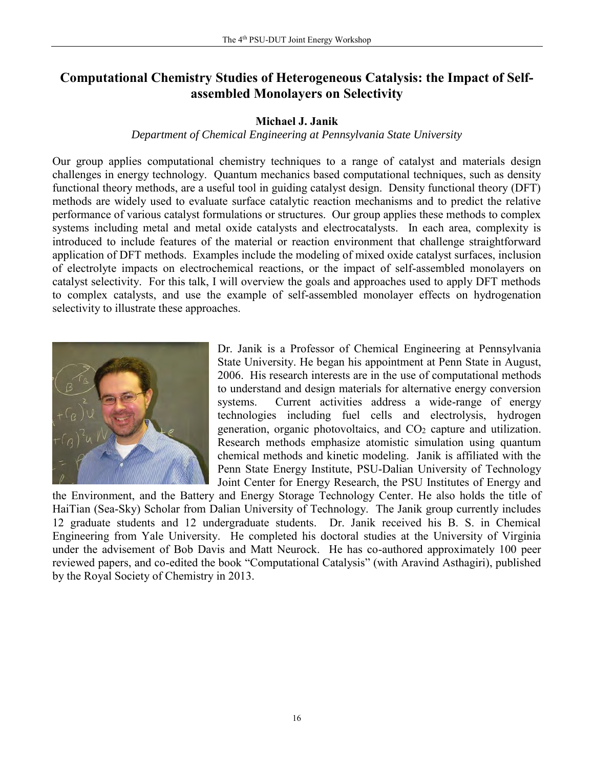## Computational Chemistry Studies of Heterogeneous Catalysis: the Impact of Self-assembled Monolayers on Selectivity

**Michael J. Janik**

*Department of Chemical Engineering at Pennsylvania State University*

Our group applies computational chemistry techniques to a range of catalyst and materials design challenges in energy technology. Quantum mechanics based computational techniques, such as density functional theory methods, are a useful tool in guiding catalyst design. Density functional theory (DFT) methods are widely used to evaluate surface catalytic reaction mechanisms and to predict the relative performance of various catalyst formulations or structures. Our group applies these methods to complex systems including metal and metal oxide catalysts and electrocatalysts. In each area, complexity is introduced to include features of the material or reaction environment that challenge straightforward application of DFT methods. Examples include the modeling of mixed oxide catalyst surfaces, inclusion of electrolyte impacts on electrochemical reactions, or the impact of self-assembled monolayers on catalyst selectivity. For this talk, I will overview the goals and approaches used to apply DFT methods to complex catalysts, and use the example of self-assembled monolayer effects on hydrogenation selectivity to illustrate these approaches.

Dr. Janik is a Professor of Chemical Engineering at Pennsylvania State University. He began his appointment at Penn State in August, 2006. His research interests are in the use of computational methods to understand and design materials for alternative energy conversion systems. Current activities address a wide-range of energy technologies including fuel cells and electrolysis, hydrogen generation, organic photovoltaics, and $CO_2$ capture and utilization. Research methods emphasize atomistic simulation using quantum chemical methods and kinetic modeling. Janik is affiliated with the Penn State Energy Institute, PSU-Dalian University of Technology Joint Center for Energy Research, the PSU Institutes of Energy and the Environment, and the Battery and Energy Storage Technology Center. He also holds the title of HaiTian (Sea-Sky) Scholar from Dalian University of Technology. The Janik group currently includes 12 graduate students and 12 undergraduate students. Dr. Janik received his B. S. in Chemical Engineering from Yale University. He completed his doctoral studies at the University of Virginia under the advisement of Bob Davis and Matt Neurock. He has co-authored approximately 100 peer reviewed papers, and co-edited the book "Computational Catalysis" (with Aravind Asthagiri), published by the Royal Society of Chemistry in 2013.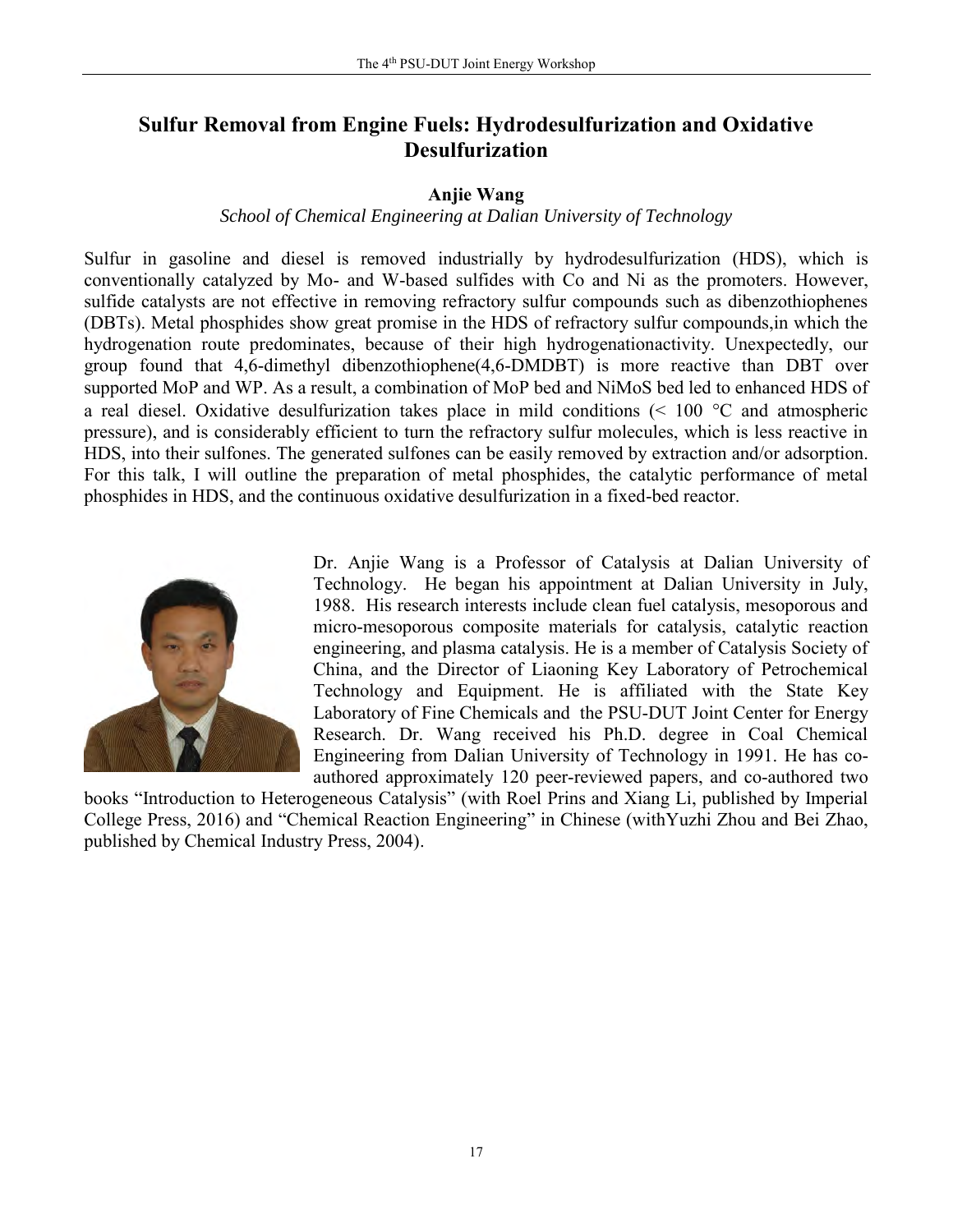# Sulfur Removal from Engine Fuels: Hydrodesulfurization and Oxidative Desulfurization

**Anjie Wang**

*School of Chemical Engineering at Dalian University of Technology*

Sulfur in gasoline and diesel is removed industrially by hydrodesulfurization (HDS), which is conventionally catalyzed by Mo- and W-based sulfides with Co and Ni as the promoters. However, sulfide catalysts are not effective in removing refractory sulfur compounds such as dibenzothiophenes (DBTs). Metal phosphides show great promise in the HDS of refractory sulfur compounds,in which the hydrogenation route predominates, because of their high hydrogenationactivity. Unexpectedly, our group found that 4,6-dimethyl dibenzothiophene(4,6-DMDBT) is more reactive than DBT over supported MoP and WP. As a result, a combination of MoP bed and NiMoS bed led to enhanced HDS of a real diesel. Oxidative desulfurization takes place in mild conditions (< 100 °C and atmospheric pressure), and is considerably efficient to turn the refractory sulfur molecules, which is less reactive in HDS, into their sulfones. The generated sulfones can be easily removed by extraction and/or adsorption. For this talk, I will outline the preparation of metal phosphides, the catalytic performance of metal phosphides in HDS, and the continuous oxidative desulfurization in a fixed-bed reactor.

Dr. Anjie Wang is a Professor of Catalysis at Dalian University of Technology. He began his appointment at Dalian University in July, 1988. His research interests include clean fuel catalysis, mesoporous and micro-mesoporous composite materials for catalysis, catalytic reaction engineering, and plasma catalysis. He is a member of Catalysis Society of China, and the Director of Liaoning Key Laboratory of Petrochemical Technology and Equipment. He is affiliated with the State Key Laboratory of Fine Chemicals and the PSU-DUT Joint Center for Energy Research. Dr. Wang received his Ph.D. degree in Coal Chemical Engineering from Dalian University of Technology in 1991. He has co-authored approximately 120 peer-reviewed papers, and co-authored two books "Introduction to Heterogeneous Catalysis" (with Roel Prins and Xiang Li, published by Imperial College Press, 2016) and "Chemical Reaction Engineering" in Chinese (withYuzhi Zhou and Bei Zhao, published by Chemical Industry Press, 2004).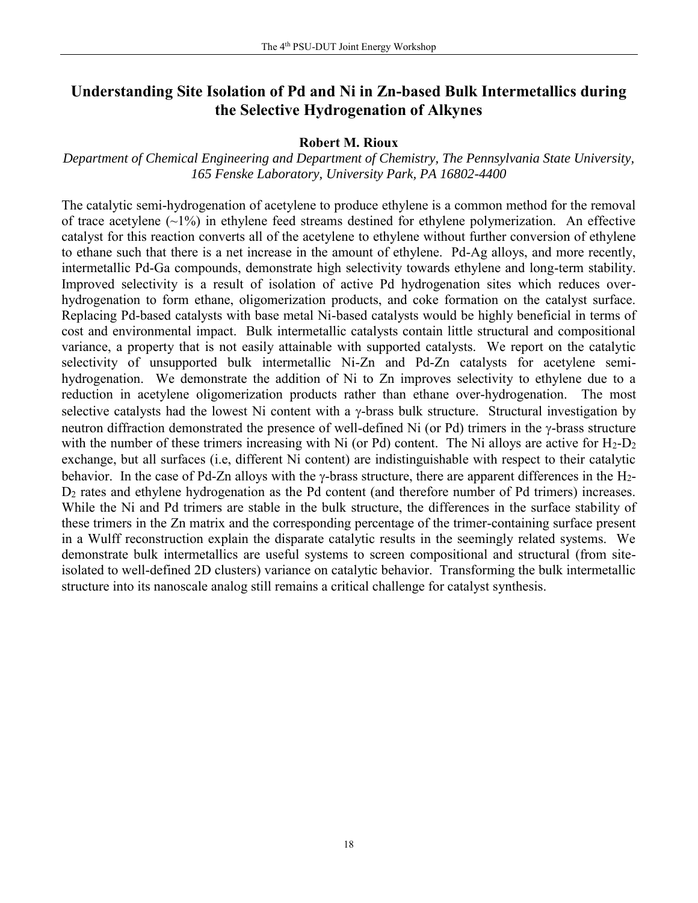# Understanding Site Isolation of Pd and Ni in Zn-based Bulk Intermetallics during the Selective Hydrogenation of Alkynes

**Robert M. Rioux**

*Department of Chemical Engineering and Department of Chemistry, The Pennsylvania State University, 165 Fenske Laboratory, University Park, PA 16802-4400*

The catalytic semi-hydrogenation of acetylene to produce ethylene is a common method for the removal of trace acetylene (~1%) in ethylene feed streams destined for ethylene polymerization. An effective catalyst for this reaction converts all of the acetylene to ethylene without further conversion of ethylene to ethane such that there is a net increase in the amount of ethylene. Pd-Ag alloys, and more recently, intermetallic Pd-Ga compounds, demonstrate high selectivity towards ethylene and long-term stability. Improved selectivity is a result of isolation of active Pd hydrogenation sites which reduces over-hydrogenation to form ethane, oligomerization products, and coke formation on the catalyst surface. Replacing Pd-based catalysts with base metal Ni-based catalysts would be highly beneficial in terms of cost and environmental impact. Bulk intermetallic catalysts contain little structural and compositional variance, a property that is not easily attainable with supported catalysts. We report on the catalytic selectivity of unsupported bulk intermetallic Ni-Zn and Pd-Zn catalysts for acetylene semi-hydrogenation. We demonstrate the addition of Ni to Zn improves selectivity to ethylene due to a reduction in acetylene oligomerization products rather than ethane over-hydrogenation. The most selective catalysts had the lowest Ni content with a γ-brass bulk structure. Structural investigation by neutron diffraction demonstrated the presence of well-defined Ni (or Pd) trimers in the γ-brass structure with the number of these trimers increasing with Ni (or Pd) content. The Ni alloys are active for $H_2$-$D_2$ exchange, but all surfaces (i.e, different Ni content) are indistinguishable with respect to their catalytic behavior. In the case of Pd-Zn alloys with the γ-brass structure, there are apparent differences in the $H_2$-$D_2$ rates and ethylene hydrogenation as the Pd content (and therefore number of Pd trimers) increases. While the Ni and Pd trimers are stable in the bulk structure, the differences in the surface stability of these trimers in the Zn matrix and the corresponding percentage of the trimer-containing surface present in a Wulff reconstruction explain the disparate catalytic results in the seemingly related systems. We demonstrate bulk intermetallics are useful systems to screen compositional and structural (from site-isolated to well-defined 2D clusters) variance on catalytic behavior. Transforming the bulk intermetallic structure into its nanoscale analog still remains a critical challenge for catalyst synthesis.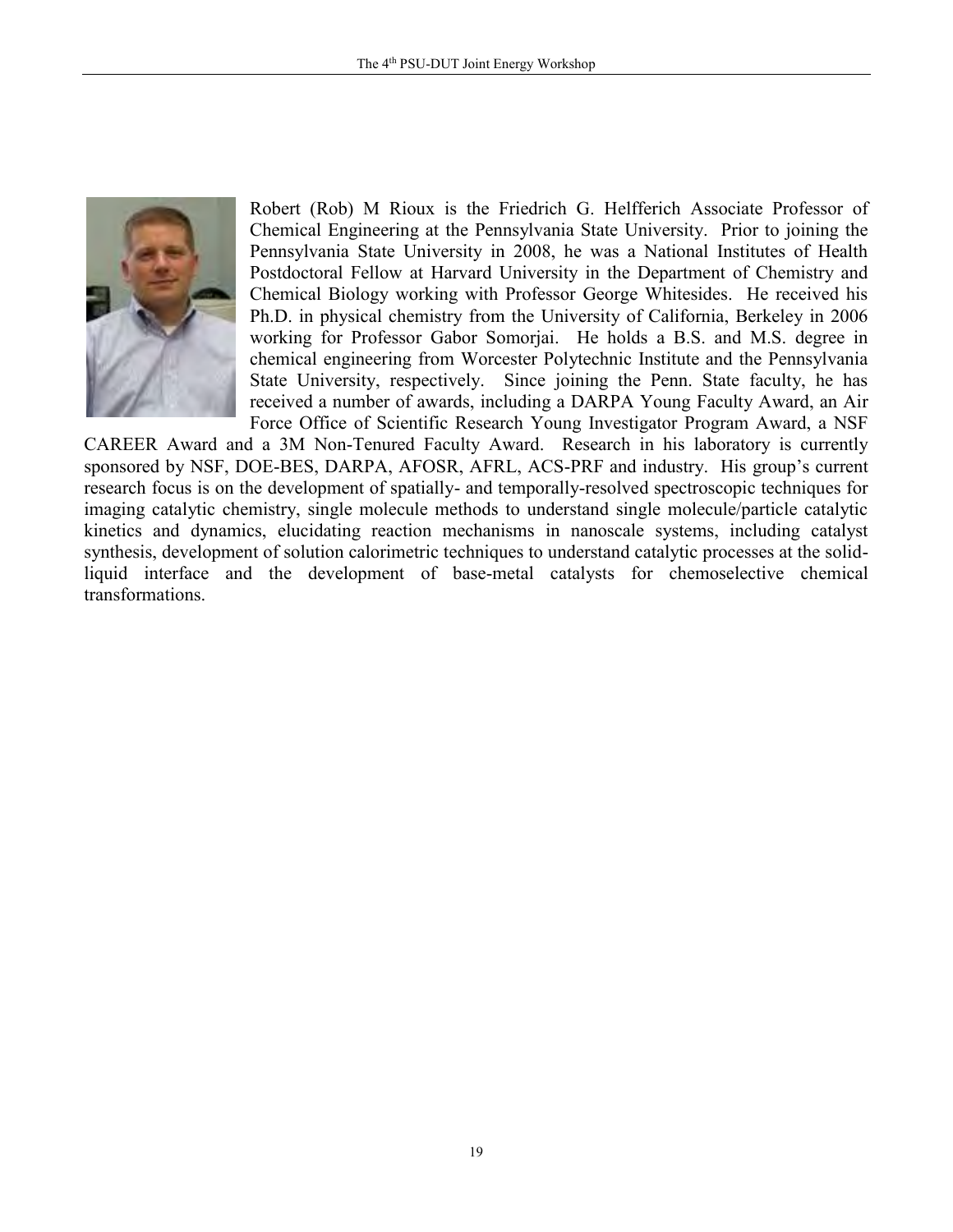Robert (Rob) M Rioux is the Friedrich G. Helfferich Associate Professor of Chemical Engineering at the Pennsylvania State University. Prior to joining the Pennsylvania State University in 2008, he was a National Institutes of Health Postdoctoral Fellow at Harvard University in the Department of Chemistry and Chemical Biology working with Professor George Whitesides. He received his Ph.D. in physical chemistry from the University of California, Berkeley in 2006 working for Professor Gabor Somorjai. He holds a B.S. and M.S. degree in chemical engineering from Worcester Polytechnic Institute and the Pennsylvania State University, respectively. Since joining the Penn. State faculty, he has received a number of awards, including a DARPA Young Faculty Award, an Air Force Office of Scientific Research Young Investigator Program Award, a NSF CAREER Award and a 3M Non-Tenured Faculty Award. Research in his laboratory is currently sponsored by NSF, DOE-BES, DARPA, AFOSR, AFRL, ACS-PRF and industry. His group's current research focus is on the development of spatially- and temporally-resolved spectroscopic techniques for imaging catalytic chemistry, single molecule methods to understand single molecule/particle catalytic kinetics and dynamics, elucidating reaction mechanisms in nanoscale systems, including catalyst synthesis, development of solution calorimetric techniques to understand catalytic processes at the solid-liquid interface and the development of base-metal catalysts for chemoselective chemical transformations.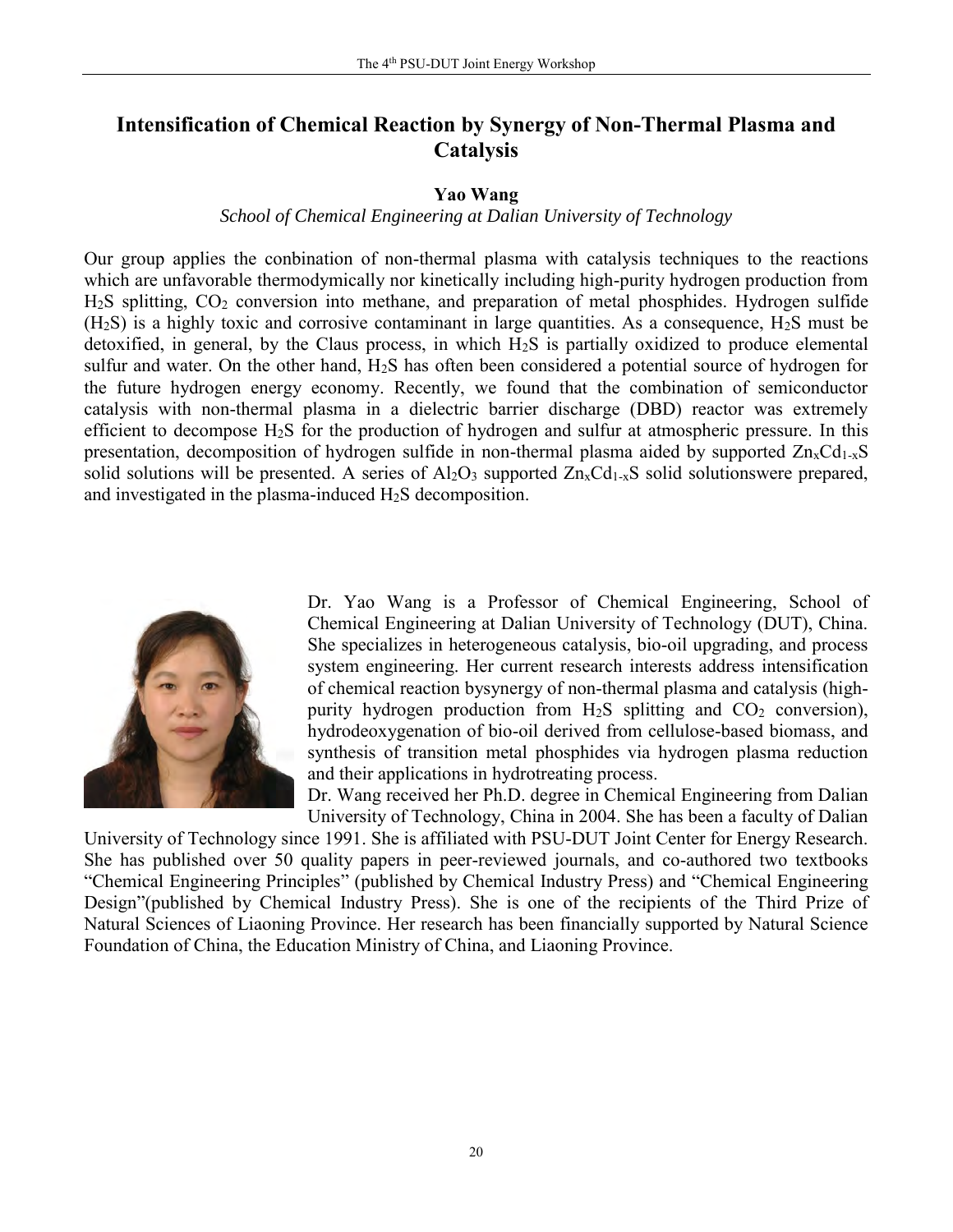# Intensification of Chemical Reaction by Synergy of Non-Thermal Plasma and Catalysis

**Yao Wang**

*School of Chemical Engineering at Dalian University of Technology*

Our group applies the conbination of non-thermal plasma with catalysis techniques to the reactions which are unfavorable thermodymically nor kinetically including high-purity hydrogen production from $H_2S$ splitting, $CO_2$ conversion into methane, and preparation of metal phosphides. Hydrogen sulfide ($H_2S$) is a highly toxic and corrosive contaminant in large quantities. As a consequence, $H_2S$ must be detoxified, in general, by the Claus process, in which $H_2S$ is partially oxidized to produce elemental sulfur and water. On the other hand, $H_2S$ has often been considered a potential source of hydrogen for the future hydrogen energy economy. Recently, we found that the combination of semiconductor catalysis with non-thermal plasma in a dielectric barrier discharge (DBD) reactor was extremely efficient to decompose $H_2S$ for the production of hydrogen and sulfur at atmospheric pressure. In this presentation, decomposition of hydrogen sulfide in non-thermal plasma aided by supported $Zn_xCd_{1-x}S$ solid solutions will be presented. A series of $Al_2O_3$ supported $Zn_xCd_{1-x}S$ solid solutionswere prepared, and investigated in the plasma-induced $H_2S$ decomposition.

Dr. Yao Wang is a Professor of Chemical Engineering, School of Chemical Engineering at Dalian University of Technology (DUT), China. She specializes in heterogeneous catalysis, bio-oil upgrading, and process system engineering. Her current research interests address intensification of chemical reaction bysynergy of non-thermal plasma and catalysis (high-purity hydrogen production from $H_2S$ splitting and $CO_2$ conversion), hydrodeoxygenation of bio-oil derived from cellulose-based biomass, and synthesis of transition metal phosphides via hydrogen plasma reduction and their applications in hydrotreating process.

Dr. Wang received her Ph.D. degree in Chemical Engineering from Dalian University of Technology, China in 2004. She has been a faculty of Dalian University of Technology since 1991. She is affiliated with PSU-DUT Joint Center for Energy Research. She has published over 50 quality papers in peer-reviewed journals, and co-authored two textbooks "Chemical Engineering Principles" (published by Chemical Industry Press) and "Chemical Engineering Design"(published by Chemical Industry Press). She is one of the recipients of the Third Prize of Natural Sciences of Liaoning Province. Her research has been financially supported by Natural Science Foundation of China, the Education Ministry of China, and Liaoning Province.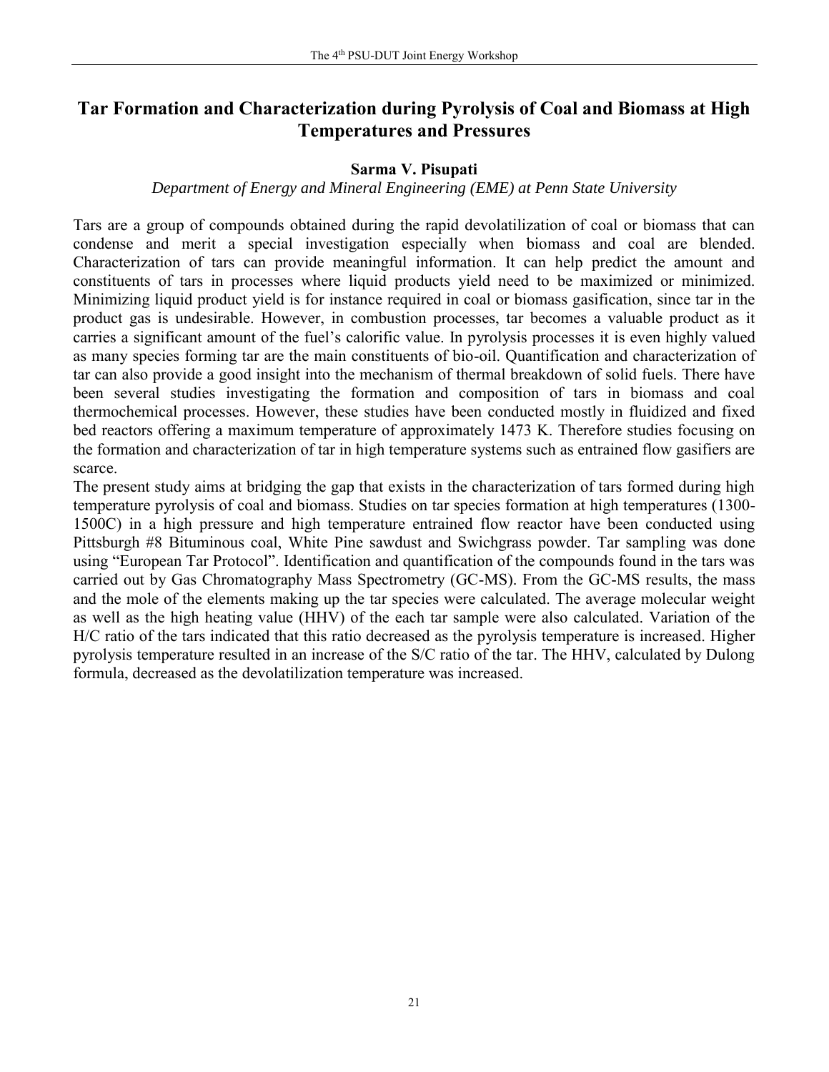# Tar Formation and Characterization during Pyrolysis of Coal and Biomass at High Temperatures and Pressures

**Sarma V. Pisupati**

*Department of Energy and Mineral Engineering (EME) at Penn State University*

Tars are a group of compounds obtained during the rapid devolatilization of coal or biomass that can condense and merit a special investigation especially when biomass and coal are blended. Characterization of tars can provide meaningful information. It can help predict the amount and constituents of tars in processes where liquid products yield need to be maximized or minimized. Minimizing liquid product yield is for instance required in coal or biomass gasification, since tar in the product gas is undesirable. However, in combustion processes, tar becomes a valuable product as it carries a significant amount of the fuel's calorific value. In pyrolysis processes it is even highly valued as many species forming tar are the main constituents of bio-oil. Quantification and characterization of tar can also provide a good insight into the mechanism of thermal breakdown of solid fuels. There have been several studies investigating the formation and composition of tars in biomass and coal thermochemical processes. However, these studies have been conducted mostly in fluidized and fixed bed reactors offering a maximum temperature of approximately 1473 K. Therefore studies focusing on the formation and characterization of tar in high temperature systems such as entrained flow gasifiers are scarce.

The present study aims at bridging the gap that exists in the characterization of tars formed during high temperature pyrolysis of coal and biomass. Studies on tar species formation at high temperatures (1300-1500C) in a high pressure and high temperature entrained flow reactor have been conducted using Pittsburgh #8 Bituminous coal, White Pine sawdust and Swichgrass powder. Tar sampling was done using "European Tar Protocol". Identification and quantification of the compounds found in the tars was carried out by Gas Chromatography Mass Spectrometry (GC-MS). From the GC-MS results, the mass and the mole of the elements making up the tar species were calculated. The average molecular weight as well as the high heating value (HHV) of the each tar sample were also calculated. Variation of the H/C ratio of the tars indicated that this ratio decreased as the pyrolysis temperature is increased. Higher pyrolysis temperature resulted in an increase of the S/C ratio of the tar. The HHV, calculated by Dulong formula, decreased as the devolatilization temperature was increased.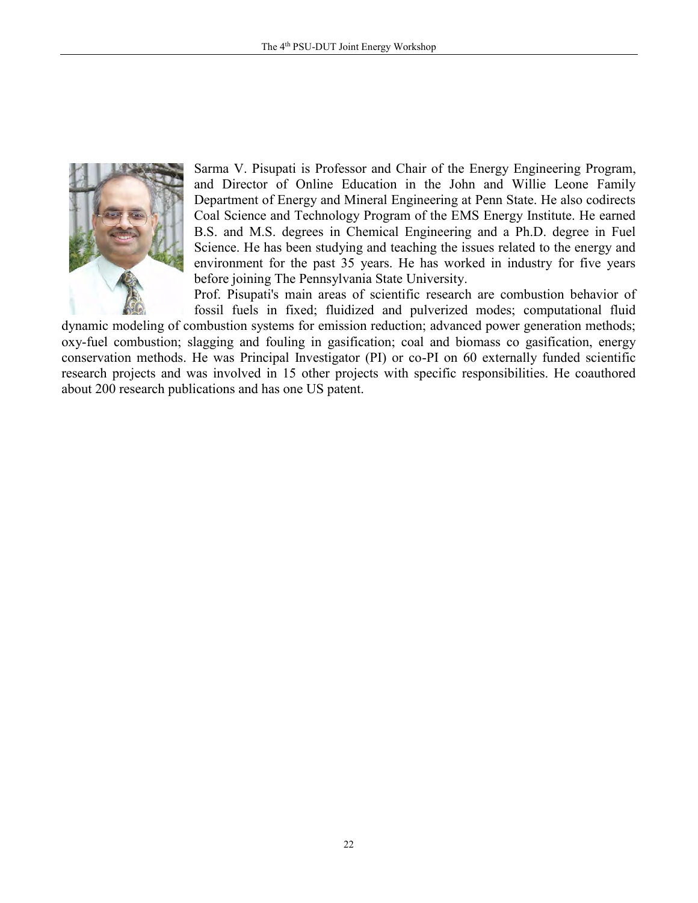Sarma V. Pisupati is Professor and Chair of the Energy Engineering Program, and Director of Online Education in the John and Willie Leone Family Department of Energy and Mineral Engineering at Penn State. He also codirects Coal Science and Technology Program of the EMS Energy Institute. He earned B.S. and M.S. degrees in Chemical Engineering and a Ph.D. degree in Fuel Science. He has been studying and teaching the issues related to the energy and environment for the past 35 years. He has worked in industry for five years before joining The Pennsylvania State University.

Prof. Pisupati's main areas of scientific research are combustion behavior of fossil fuels in fixed; fluidized and pulverized modes; computational fluid dynamic modeling of combustion systems for emission reduction; advanced power generation methods; oxy-fuel combustion; slagging and fouling in gasification; coal and biomass co gasification, energy conservation methods. He was Principal Investigator (PI) or co-PI on 60 externally funded scientific research projects and was involved in 15 other projects with specific responsibilities. He coauthored about 200 research publications and has one US patent.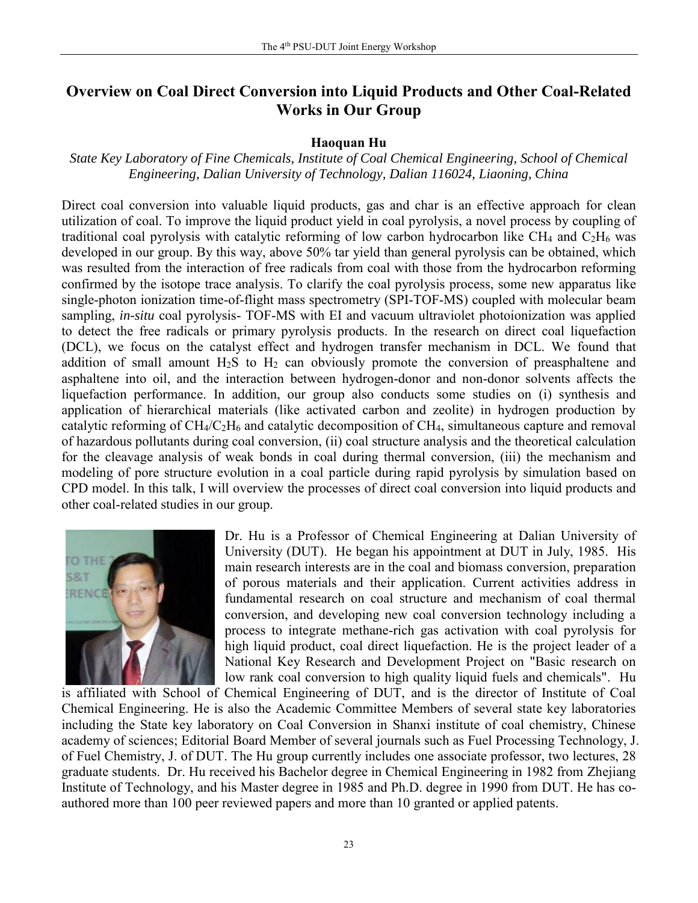# Overview on Coal Direct Conversion into Liquid Products and Other Coal-Related Works in Our Group

**Haoquan Hu**

*State Key Laboratory of Fine Chemicals, Institute of Coal Chemical Engineering, School of Chemical Engineering, Dalian University of Technology, Dalian 116024, Liaoning, China*

Direct coal conversion into valuable liquid products, gas and char is an effective approach for clean utilization of coal. To improve the liquid product yield in coal pyrolysis, a novel process by coupling of traditional coal pyrolysis with catalytic reforming of low carbon hydrocarbon like $CH_4$ and $C_2H_6$ was developed in our group. By this way, above 50% tar yield than general pyrolysis can be obtained, which was resulted from the interaction of free radicals from coal with those from the hydrocarbon reforming confirmed by the isotope trace analysis. To clarify the coal pyrolysis process, some new apparatus like single-photon ionization time-of-flight mass spectrometry (SPI-TOF-MS) coupled with molecular beam sampling, *in-situ* coal pyrolysis- TOF-MS with EI and vacuum ultraviolet photoionization was applied to detect the free radicals or primary pyrolysis products. In the research on direct coal liquefaction (DCL), we focus on the catalyst effect and hydrogen transfer mechanism in DCL. We found that addition of small amount $H_2S$ to $H_2$ can obviously promote the conversion of preasphaltene and asphaltene into oil, and the interaction between hydrogen-donor and non-donor solvents affects the liquefaction performance. In addition, our group also conducts some studies on (i) synthesis and application of hierarchical materials (like activated carbon and zeolite) in hydrogen production by catalytic reforming of $CH_4/C_2H_6$ and catalytic decomposition of $CH_4$, simultaneous capture and removal of hazardous pollutants during coal conversion, (ii) coal structure analysis and the theoretical calculation for the cleavage analysis of weak bonds in coal during thermal conversion, (iii) the mechanism and modeling of pore structure evolution in a coal particle during rapid pyrolysis by simulation based on CPD model. In this talk, I will overview the processes of direct coal conversion into liquid products and other coal-related studies in our group.

Dr. Hu is a Professor of Chemical Engineering at Dalian University of University (DUT). He began his appointment at DUT in July, 1985. His main research interests are in the coal and biomass conversion, preparation of porous materials and their application. Current activities address in fundamental research on coal structure and mechanism of coal thermal conversion, and developing new coal conversion technology including a process to integrate methane-rich gas activation with coal pyrolysis for high liquid product, coal direct liquefaction. He is the project leader of a National Key Research and Development Project on "Basic research on low rank coal conversion to high quality liquid fuels and chemicals". Hu is affiliated with School of Chemical Engineering of DUT, and is the director of Institute of Coal Chemical Engineering. He is also the Academic Committee Members of several state key laboratories including the State key laboratory on Coal Conversion in Shanxi institute of coal chemistry, Chinese academy of sciences; Editorial Board Member of several journals such as Fuel Processing Technology, J. of Fuel Chemistry, J. of DUT. The Hu group currently includes one associate professor, two lectures, 28 graduate students. Dr. Hu received his Bachelor degree in Chemical Engineering in 1982 from Zhejiang Institute of Technology, and his Master degree in 1985 and Ph.D. degree in 1990 from DUT. He has co-authored more than 100 peer reviewed papers and more than 10 granted or applied patents.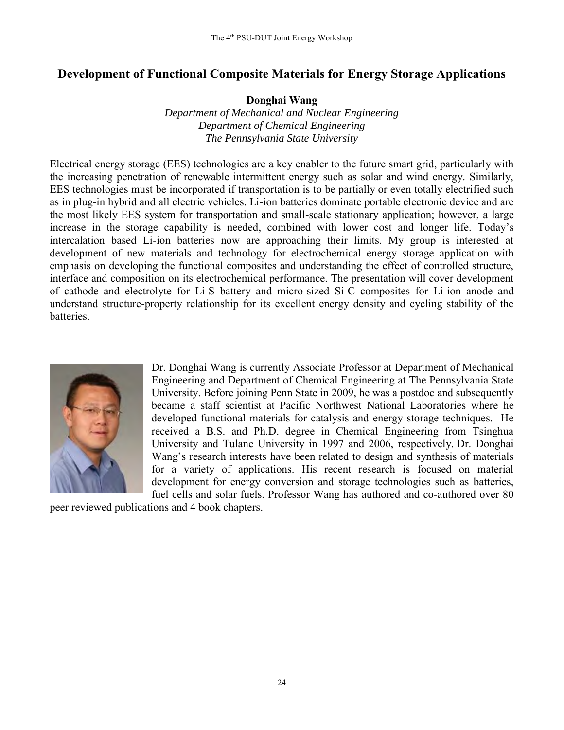# Development of Functional Composite Materials for Energy Storage Applications

**Donghai Wang**

*Department of Mechanical and Nuclear Engineering*
*Department of Chemical Engineering*
*The Pennsylvania State University*

Electrical energy storage (EES) technologies are a key enabler to the future smart grid, particularly with the increasing penetration of renewable intermittent energy such as solar and wind energy. Similarly, EES technologies must be incorporated if transportation is to be partially or even totally electrified such as in plug-in hybrid and all electric vehicles. Li-ion batteries dominate portable electronic device and are the most likely EES system for transportation and small-scale stationary application; however, a large increase in the storage capability is needed, combined with lower cost and longer life. Today's intercalation based Li-ion batteries now are approaching their limits. My group is interested at development of new materials and technology for electrochemical energy storage application with emphasis on developing the functional composites and understanding the effect of controlled structure, interface and composition on its electrochemical performance. The presentation will cover development of cathode and electrolyte for Li-S battery and micro-sized Si-C composites for Li-ion anode and understand structure-property relationship for its excellent energy density and cycling stability of the batteries.

Dr. Donghai Wang is currently Associate Professor at Department of Mechanical Engineering and Department of Chemical Engineering at The Pennsylvania State University. Before joining Penn State in 2009, he was a postdoc and subsequently became a staff scientist at Pacific Northwest National Laboratories where he developed functional materials for catalysis and energy storage techniques. He received a B.S. and Ph.D. degree in Chemical Engineering from Tsinghua University and Tulane University in 1997 and 2006, respectively. Dr. Donghai Wang's research interests have been related to design and synthesis of materials for a variety of applications. His recent research is focused on material development for energy conversion and storage technologies such as batteries, fuel cells and solar fuels. Professor Wang has authored and co-authored over 80 peer reviewed publications and 4 book chapters.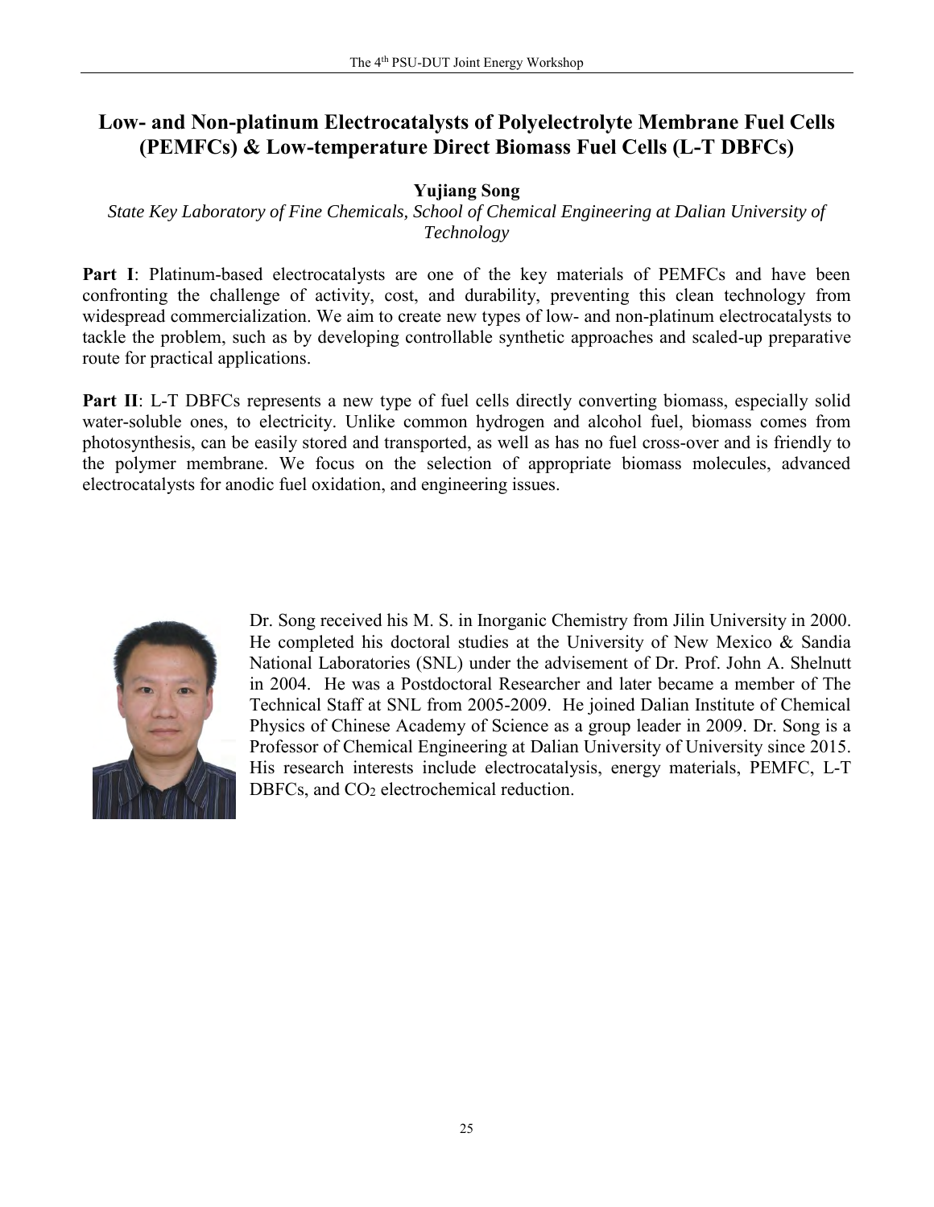# Low- and Non-platinum Electrocatalysts of Polyelectrolyte Membrane Fuel Cells (PEMFCs) & Low-temperature Direct Biomass Fuel Cells (L-T DBFCs)

**Yujiang Song**

*State Key Laboratory of Fine Chemicals, School of Chemical Engineering at Dalian University of Technology*

**Part I**: Platinum-based electrocatalysts are one of the key materials of PEMFCs and have been confronting the challenge of activity, cost, and durability, preventing this clean technology from widespread commercialization. We aim to create new types of low- and non-platinum electrocatalysts to tackle the problem, such as by developing controllable synthetic approaches and scaled-up preparative route for practical applications.

**Part II**: L-T DBFCs represents a new type of fuel cells directly converting biomass, especially solid water-soluble ones, to electricity. Unlike common hydrogen and alcohol fuel, biomass comes from photosynthesis, can be easily stored and transported, as well as has no fuel cross-over and is friendly to the polymer membrane. We focus on the selection of appropriate biomass molecules, advanced electrocatalysts for anodic fuel oxidation, and engineering issues.

Dr. Song received his M. S. in Inorganic Chemistry from Jilin University in 2000. He completed his doctoral studies at the University of New Mexico & Sandia National Laboratories (SNL) under the advisement of Dr. Prof. John A. Shelnutt in 2004. He was a Postdoctoral Researcher and later became a member of The Technical Staff at SNL from 2005-2009. He joined Dalian Institute of Chemical Physics of Chinese Academy of Science as a group leader in 2009. Dr. Song is a Professor of Chemical Engineering at Dalian University of University since 2015. His research interests include electrocatalysis, energy materials, PEMFC, L-T DBFCs, and $CO_2$ electrochemical reduction.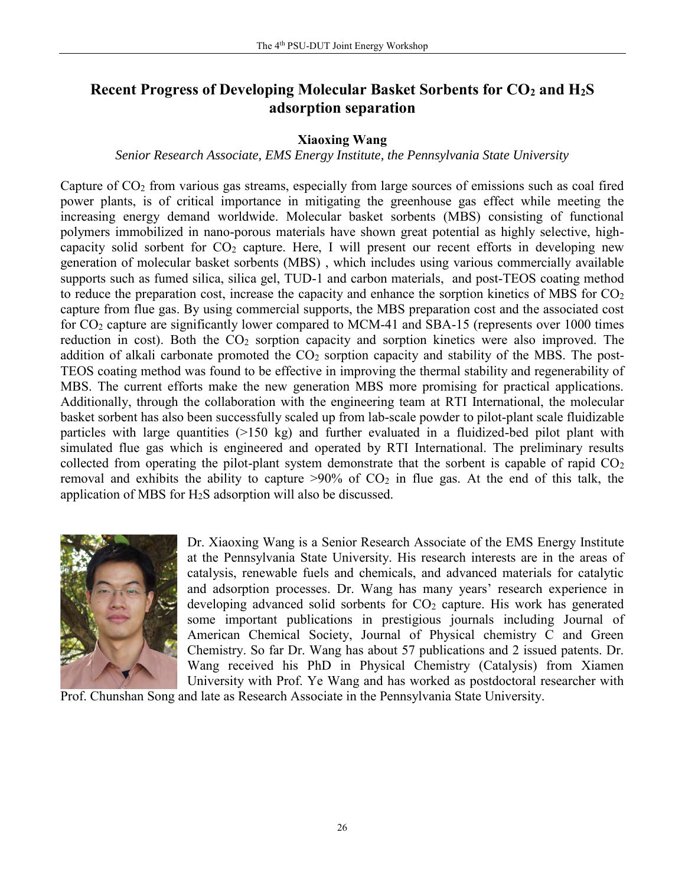# Recent Progress of Developing Molecular Basket Sorbents for $CO_2$ and $H_2S$ adsorption separation

**Xiaoxing Wang**

*Senior Research Associate, EMS Energy Institute, the Pennsylvania State University*

Capture of $CO_2$ from various gas streams, especially from large sources of emissions such as coal fired power plants, is of critical importance in mitigating the greenhouse gas effect while meeting the increasing energy demand worldwide. Molecular basket sorbents (MBS) consisting of functional polymers immobilized in nano-porous materials have shown great potential as highly selective, high-capacity solid sorbent for $CO_2$ capture. Here, I will present our recent efforts in developing new generation of molecular basket sorbents (MBS) , which includes using various commercially available supports such as fumed silica, silica gel, TUD-1 and carbon materials, and post-TEOS coating method to reduce the preparation cost, increase the capacity and enhance the sorption kinetics of MBS for $CO_2$ capture from flue gas. By using commercial supports, the MBS preparation cost and the associated cost for $CO_2$ capture are significantly lower compared to MCM-41 and SBA-15 (represents over 1000 times reduction in cost). Both the $CO_2$ sorption capacity and sorption kinetics were also improved. The addition of alkali carbonate promoted the $CO_2$ sorption capacity and stability of the MBS. The post-TEOS coating method was found to be effective in improving the thermal stability and regenerability of MBS. The current efforts make the new generation MBS more promising for practical applications. Additionally, through the collaboration with the engineering team at RTI International, the molecular basket sorbent has also been successfully scaled up from lab-scale powder to pilot-plant scale fluidizable particles with large quantities (>150 kg) and further evaluated in a fluidized-bed pilot plant with simulated flue gas which is engineered and operated by RTI International. The preliminary results collected from operating the pilot-plant system demonstrate that the sorbent is capable of rapid $CO_2$ removal and exhibits the ability to capture >90% of $CO_2$ in flue gas. At the end of this talk, the application of MBS for $H_2S$ adsorption will also be discussed.

Dr. Xiaoxing Wang is a Senior Research Associate of the EMS Energy Institute at the Pennsylvania State University. His research interests are in the areas of catalysis, renewable fuels and chemicals, and advanced materials for catalytic and adsorption processes. Dr. Wang has many years' research experience in developing advanced solid sorbents for $CO_2$ capture. His work has generated some important publications in prestigious journals including Journal of American Chemical Society, Journal of Physical chemistry C and Green Chemistry. So far Dr. Wang has about 57 publications and 2 issued patents. Dr. Wang received his PhD in Physical Chemistry (Catalysis) from Xiamen University with Prof. Ye Wang and has worked as postdoctoral researcher with Prof. Chunshan Song and late as Research Associate in the Pennsylvania State University.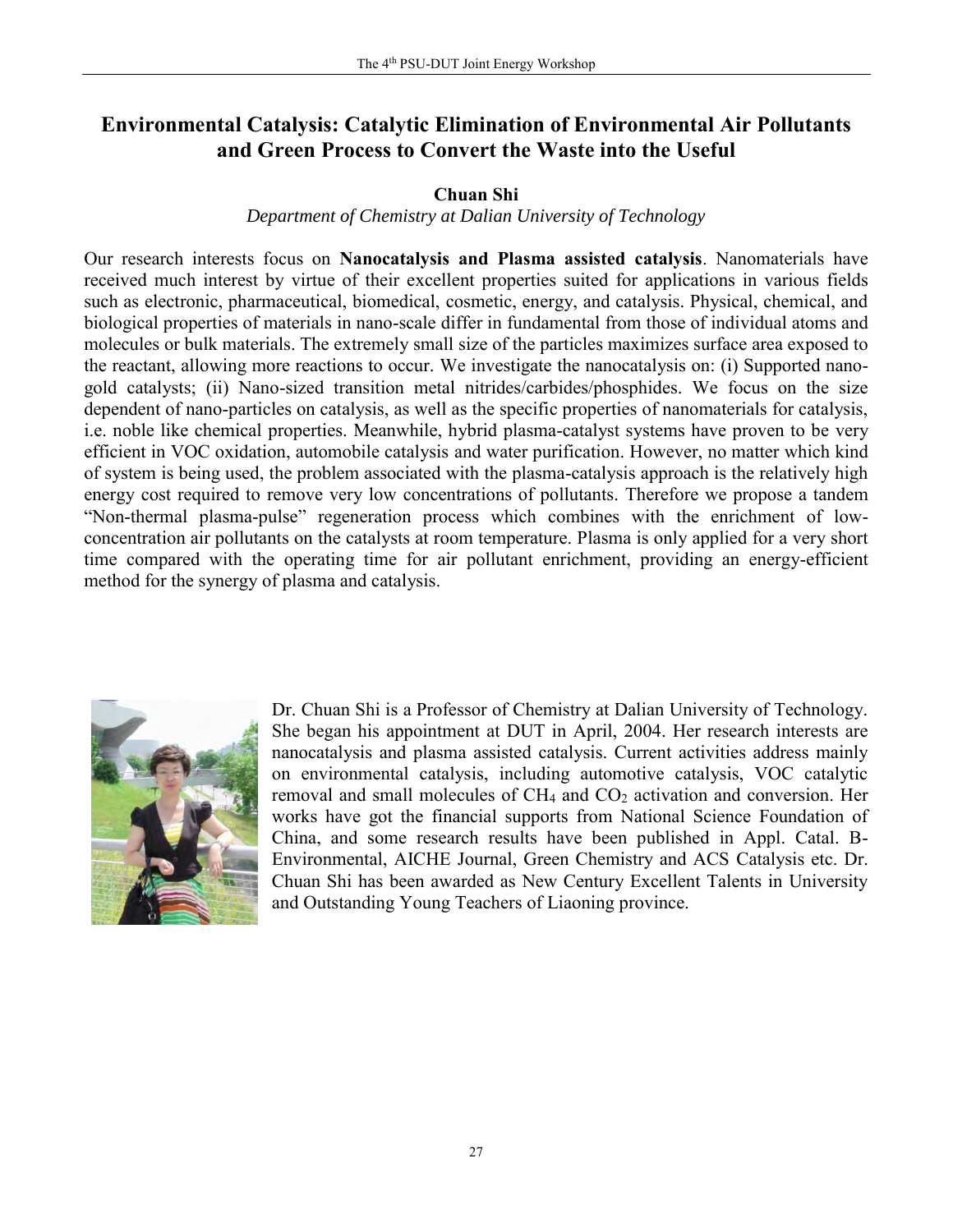# Environmental Catalysis: Catalytic Elimination of Environmental Air Pollutants and Green Process to Convert the Waste into the Useful

**Chuan Shi**

*Department of Chemistry at Dalian University of Technology*

Our research interests focus on **Nanocatalysis and Plasma assisted catalysis**. Nanomaterials have received much interest by virtue of their excellent properties suited for applications in various fields such as electronic, pharmaceutical, biomedical, cosmetic, energy, and catalysis. Physical, chemical, and biological properties of materials in nano-scale differ in fundamental from those of individual atoms and molecules or bulk materials. The extremely small size of the particles maximizes surface area exposed to the reactant, allowing more reactions to occur. We investigate the nanocatalysis on: (i) Supported nano-gold catalysts; (ii) Nano-sized transition metal nitrides/carbides/phosphides. We focus on the size dependent of nano-particles on catalysis, as well as the specific properties of nanomaterials for catalysis, i.e. noble like chemical properties. Meanwhile, hybrid plasma-catalyst systems have proven to be very efficient in VOC oxidation, automobile catalysis and water purification. However, no matter which kind of system is being used, the problem associated with the plasma-catalysis approach is the relatively high energy cost required to remove very low concentrations of pollutants. Therefore we propose a tandem "Non-thermal plasma-pulse" regeneration process which combines with the enrichment of low-concentration air pollutants on the catalysts at room temperature. Plasma is only applied for a very short time compared with the operating time for air pollutant enrichment, providing an energy-efficient method for the synergy of plasma and catalysis.

Dr. Chuan Shi is a Professor of Chemistry at Dalian University of Technology. She began his appointment at DUT in April, 2004. Her research interests are nanocatalysis and plasma assisted catalysis. Current activities address mainly on environmental catalysis, including automotive catalysis, VOC catalytic removal and small molecules of $CH_4$ and $CO_2$ activation and conversion. Her works have got the financial supports from National Science Foundation of China, and some research results have been published in Appl. Catal. B-Environmental, AICHE Journal, Green Chemistry and ACS Catalysis etc. Dr. Chuan Shi has been awarded as New Century Excellent Talents in University and Outstanding Young Teachers of Liaoning province.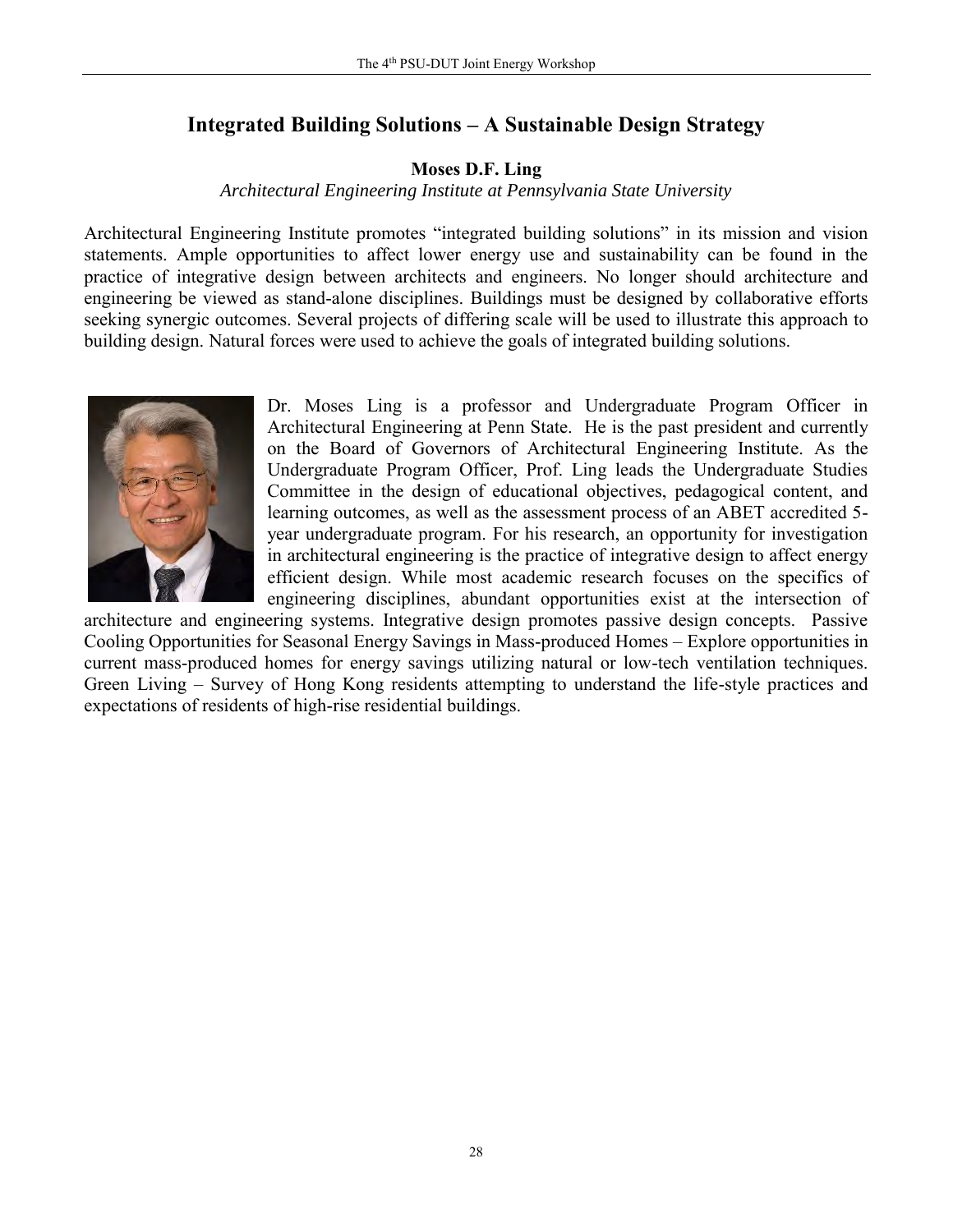## Integrated Building Solutions – A Sustainable Design Strategy

**Moses D.F. Ling**

*Architectural Engineering Institute at Pennsylvania State University*

Architectural Engineering Institute promotes "integrated building solutions" in its mission and vision statements. Ample opportunities to affect lower energy use and sustainability can be found in the practice of integrative design between architects and engineers. No longer should architecture and engineering be viewed as stand-alone disciplines. Buildings must be designed by collaborative efforts seeking synergic outcomes. Several projects of differing scale will be used to illustrate this approach to building design. Natural forces were used to achieve the goals of integrated building solutions.

Dr. Moses Ling is a professor and Undergraduate Program Officer in Architectural Engineering at Penn State. He is the past president and currently on the Board of Governors of Architectural Engineering Institute. As the Undergraduate Program Officer, Prof. Ling leads the Undergraduate Studies Committee in the design of educational objectives, pedagogical content, and learning outcomes, as well as the assessment process of an ABET accredited 5-year undergraduate program. For his research, an opportunity for investigation in architectural engineering is the practice of integrative design to affect energy efficient design. While most academic research focuses on the specifics of engineering disciplines, abundant opportunities exist at the intersection of architecture and engineering systems. Integrative design promotes passive design concepts. Passive Cooling Opportunities for Seasonal Energy Savings in Mass-produced Homes – Explore opportunities in current mass-produced homes for energy savings utilizing natural or low-tech ventilation techniques. Green Living – Survey of Hong Kong residents attempting to understand the life-style practices and expectations of residents of high-rise residential buildings.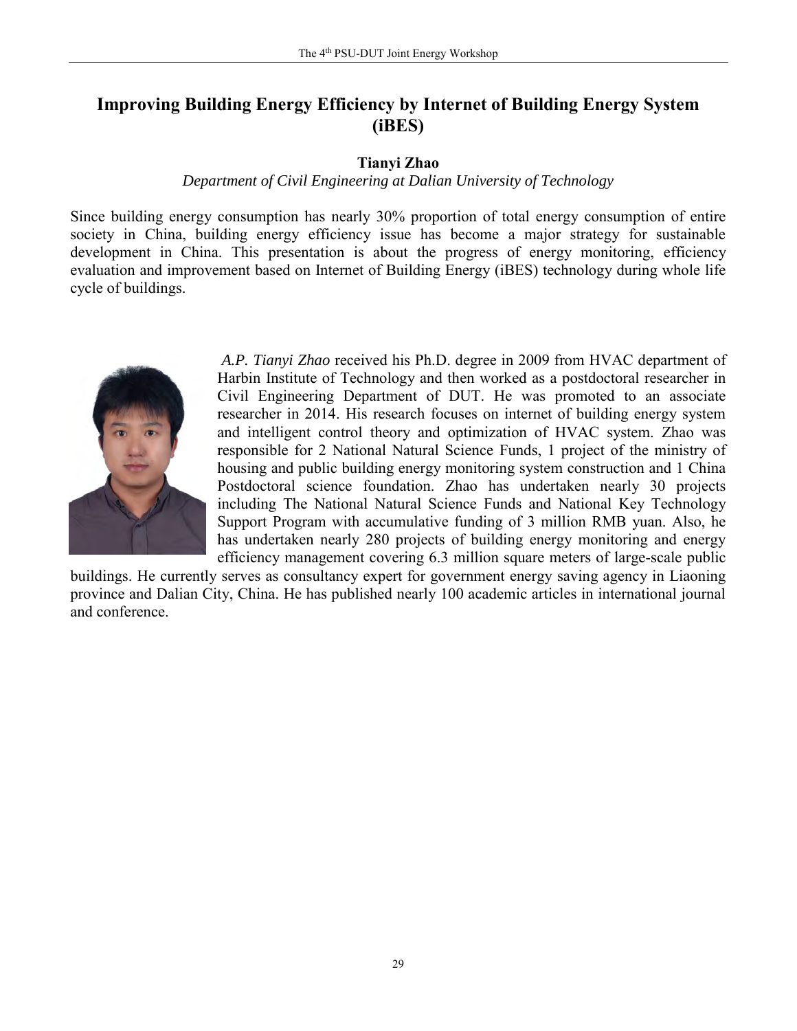# Improving Building Energy Efficiency by Internet of Building Energy System (iBES)

**Tianyi Zhao**

*Department of Civil Engineering at Dalian University of Technology*

Since building energy consumption has nearly 30% proportion of total energy consumption of entire society in China, building energy efficiency issue has become a major strategy for sustainable development in China. This presentation is about the progress of energy monitoring, efficiency evaluation and improvement based on Internet of Building Energy (iBES) technology during whole life cycle of buildings.

*A.P. Tianyi Zhao* received his Ph.D. degree in 2009 from HVAC department of Harbin Institute of Technology and then worked as a postdoctoral researcher in Civil Engineering Department of DUT. He was promoted to an associate researcher in 2014. His research focuses on internet of building energy system and intelligent control theory and optimization of HVAC system. Zhao was responsible for 2 National Natural Science Funds, 1 project of the ministry of housing and public building energy monitoring system construction and 1 China Postdoctoral science foundation. Zhao has undertaken nearly 30 projects including The National Natural Science Funds and National Key Technology Support Program with accumulative funding of 3 million RMB yuan. Also, he has undertaken nearly 280 projects of building energy monitoring and energy efficiency management covering 6.3 million square meters of large-scale public buildings. He currently serves as consultancy expert for government energy saving agency in Liaoning province and Dalian City, China. He has published nearly 100 academic articles in international journal and conference.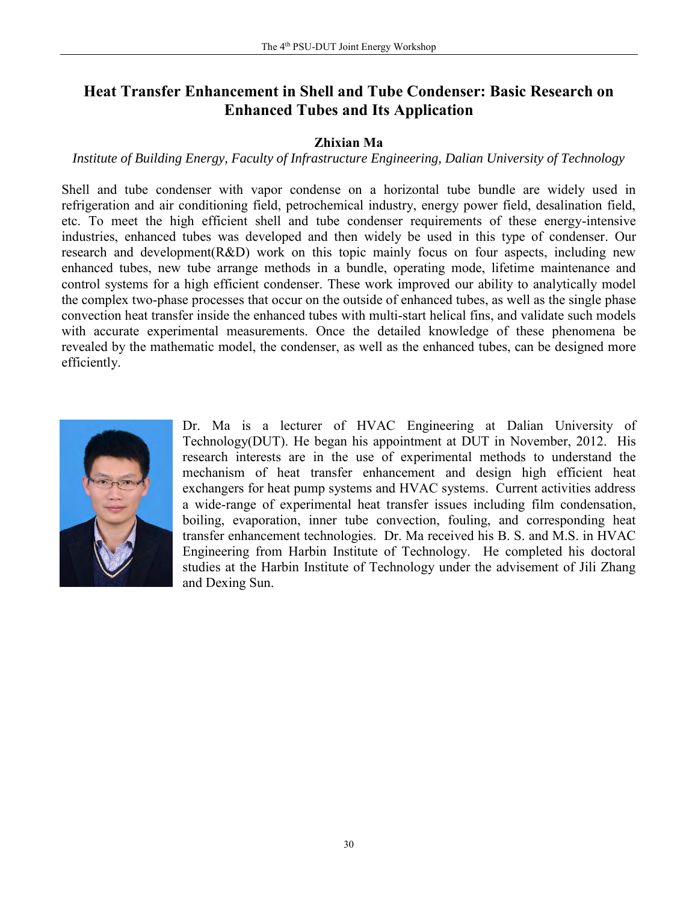# Heat Transfer Enhancement in Shell and Tube Condenser: Basic Research on Enhanced Tubes and Its Application

**Zhixian Ma**

*Institute of Building Energy, Faculty of Infrastructure Engineering, Dalian University of Technology*

Shell and tube condenser with vapor condense on a horizontal tube bundle are widely used in refrigeration and air conditioning field, petrochemical industry, energy power field, desalination field, etc. To meet the high efficient shell and tube condenser requirements of these energy-intensive industries, enhanced tubes was developed and then widely be used in this type of condenser. Our research and development(R&D) work on this topic mainly focus on four aspects, including new enhanced tubes, new tube arrange methods in a bundle, operating mode, lifetime maintenance and control systems for a high efficient condenser. These work improved our ability to analytically model the complex two-phase processes that occur on the outside of enhanced tubes, as well as the single phase convection heat transfer inside the enhanced tubes with multi-start helical fins, and validate such models with accurate experimental measurements. Once the detailed knowledge of these phenomena be revealed by the mathematic model, the condenser, as well as the enhanced tubes, can be designed more efficiently.

Dr. Ma is a lecturer of HVAC Engineering at Dalian University of Technology(DUT). He began his appointment at DUT in November, 2012. His research interests are in the use of experimental methods to understand the mechanism of heat transfer enhancement and design high efficient heat exchangers for heat pump systems and HVAC systems. Current activities address a wide-range of experimental heat transfer issues including film condensation, boiling, evaporation, inner tube convection, fouling, and corresponding heat transfer enhancement technologies. Dr. Ma received his B. S. and M.S. in HVAC Engineering from Harbin Institute of Technology. He completed his doctoral studies at the Harbin Institute of Technology under the advisement of Jili Zhang and Dexing Sun.